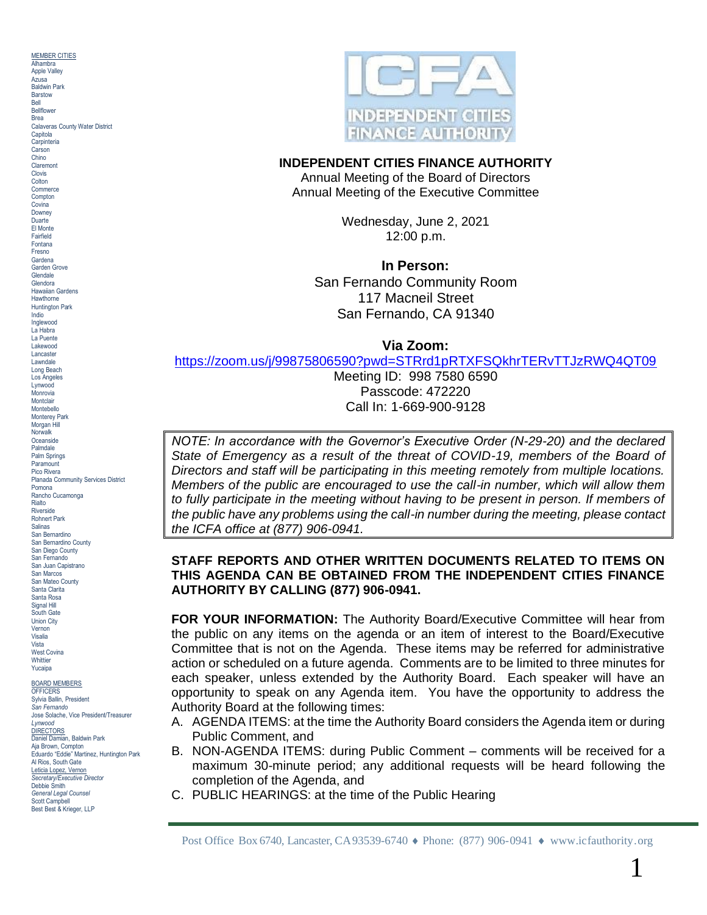MEMBER CITIES
Alhambra
Apple Valley
Azusa
Baldwin Park
Barstow
Bell
Bellflower
Brea
Calaveras County Water District
Capitola
Carpinteria
Carson
Chino
Claremont
Clovis
Colton
Commerce
Compton
Covina
Downey
Duarte
El Monte
Fairfield
Fontana
Fresno
Gardena
Garden Grove
Glendale
Glendora
Hawaiian Gardens
Hawthorne
Huntington Park
Indio
Inglewood
La Habra
La Puente
Lakewood
Lancaster
Lawndale
Long Beach
Los Angeles
Lynwood
Monrovia
Montclair
Montebello
Monterey Park
Morgan Hill
Norwalk
Oceanside
Palmdale
Palm Springs
Paramount
Pico Rivera
Planada Community Services District
Pomona
Rancho Cucamonga
Rialto
Riverside
Rohnert Park
Salinas
San Bernardino
San Bernardino County
San Diego County
San Fernando
San Juan Capistrano
San Marcos
San Mateo County
Santa Clarita
Santa Rosa
Signal Hill
South Gate
Union City
Vernon
Visalia
Vista
West Covina
Whittier
Yucaipa

BOARD MEMBERS
OFFICERS
Sylvia Ballin, President
*San Fernando*
Jose Solache, Vice President/Treasurer
*Lynwood*
DIRECTORS
Daniel Damian, Baldwin Park
Aja Brown, Compton
Eduardo "Eddie" Martinez, Huntington Park
Al Rios, South Gate
Leticia Lopez, Vernon
*Secretary/Executive Director*
Debbie Smith
*General Legal Counsel*
Scott Campbell
Best Best & Krieger, LLP

ICFA
INDEPENDENT CITIES FINANCE AUTHORITY

# INDEPENDENT CITIES FINANCE AUTHORITY

Annual Meeting of the Board of Directors
Annual Meeting of the Executive Committee

Wednesday, June 2, 2021
12:00 p.m.

**In Person:**
San Fernando Community Room
117 Macneil Street
San Fernando, CA 91340

**Via Zoom:**
https://zoom.us/j/99875806590?pwd=STRrd1pRTXFSQkhrTERvTTJzRWQ4QT09
Meeting ID: 998 7580 6590
Passcode: 472220
Call In: 1-669-900-9128

*NOTE: In accordance with the Governor's Executive Order (N-29-20) and the declared State of Emergency as a result of the threat of COVID-19, members of the Board of Directors and staff will be participating in this meeting remotely from multiple locations. Members of the public are encouraged to use the call-in number, which will allow them to fully participate in the meeting without having to be present in person. If members of the public have any problems using the call-in number during the meeting, please contact the ICFA office at (877) 906-0941.*

**STAFF REPORTS AND OTHER WRITTEN DOCUMENTS RELATED TO ITEMS ON THIS AGENDA CAN BE OBTAINED FROM THE INDEPENDENT CITIES FINANCE AUTHORITY BY CALLING (877) 906-0941.**

**FOR YOUR INFORMATION:** The Authority Board/Executive Committee will hear from the public on any items on the agenda or an item of interest to the Board/Executive Committee that is not on the Agenda. These items may be referred for administrative action or scheduled on a future agenda. Comments are to be limited to three minutes for each speaker, unless extended by the Authority Board. Each speaker will have an opportunity to speak on any Agenda item. You have the opportunity to address the Authority Board at the following times:

A. AGENDA ITEMS: at the time the Authority Board considers the Agenda item or during Public Comment, and
B. NON-AGENDA ITEMS: during Public Comment – comments will be received for a maximum 30-minute period; any additional requests will be heard following the completion of the Agenda, and
C. PUBLIC HEARINGS: at the time of the Public Hearing

Post Office Box 6740, Lancaster, CA 93539-6740 ♦ Phone: (877) 906-0941 ♦ www.icfauthority.org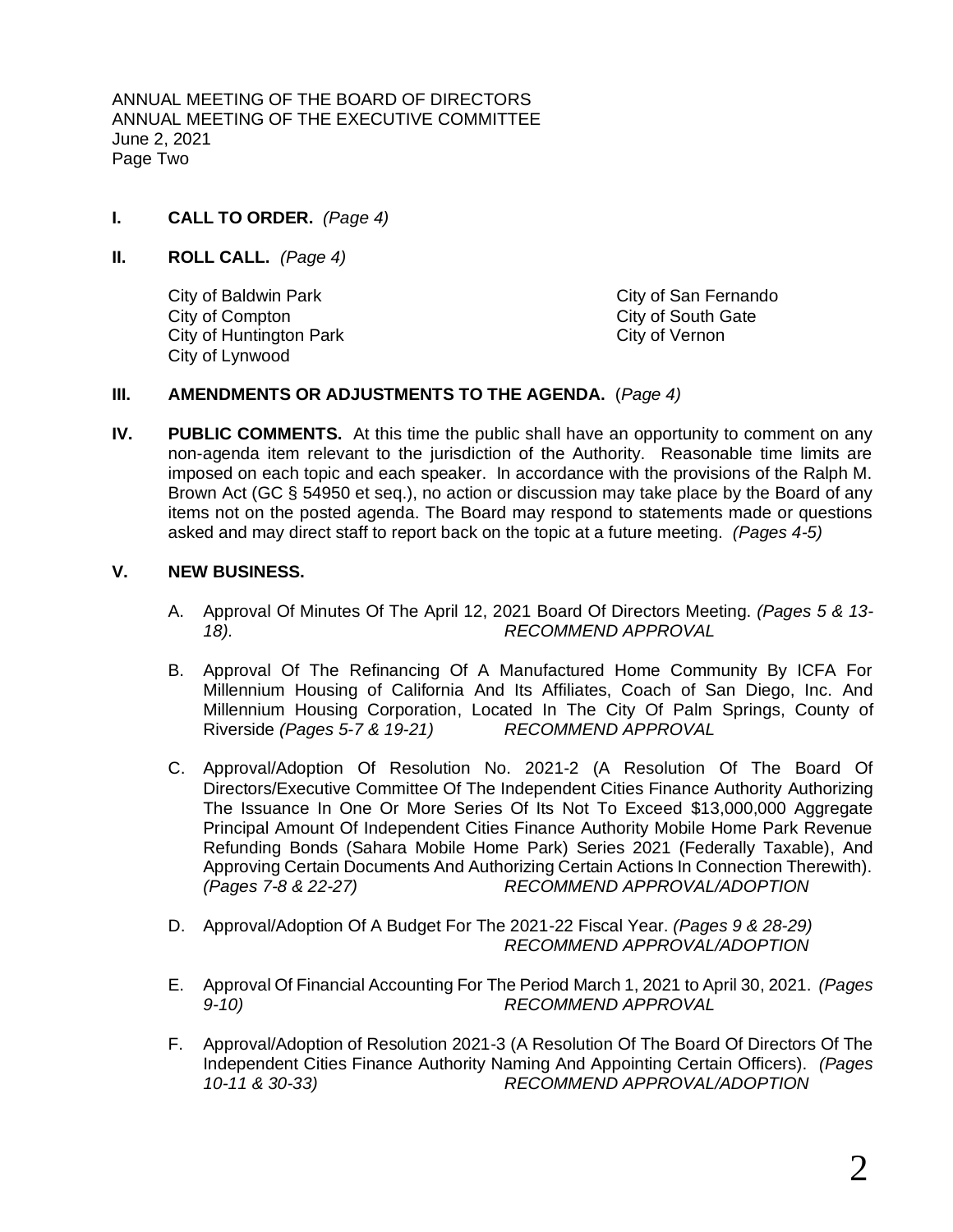ANNUAL MEETING OF THE BOARD OF DIRECTORS
ANNUAL MEETING OF THE EXECUTIVE COMMITTEE
June 2, 2021
Page Two

**I. CALL TO ORDER.** *(Page 4)*

**II. ROLL CALL.** *(Page 4)*

City of Baldwin Park
City of Compton
City of Huntington Park
City of Lynwood
City of San Fernando
City of South Gate
City of Vernon

**III. AMENDMENTS OR ADJUSTMENTS TO THE AGENDA.** (*Page 4)*

**IV. PUBLIC COMMENTS.** At this time the public shall have an opportunity to comment on any non-agenda item relevant to the jurisdiction of the Authority. Reasonable time limits are imposed on each topic and each speaker. In accordance with the provisions of the Ralph M. Brown Act (GC § 54950 et seq.), no action or discussion may take place by the Board of any items not on the posted agenda. The Board may respond to statements made or questions asked and may direct staff to report back on the topic at a future meeting. *(Pages 4-5)*

**V. NEW BUSINESS.**

A. Approval Of Minutes Of The April 12, 2021 Board Of Directors Meeting. *(Pages 5 & 13-18).* *RECOMMEND APPROVAL*

B. Approval Of The Refinancing Of A Manufactured Home Community By ICFA For Millennium Housing of California And Its Affiliates, Coach of San Diego, Inc. And Millennium Housing Corporation, Located In The City Of Palm Springs, County of Riverside *(Pages 5-7 & 19-21)* *RECOMMEND APPROVAL*

C. Approval/Adoption Of Resolution No. 2021-2 (A Resolution Of The Board Of Directors/Executive Committee Of The Independent Cities Finance Authority Authorizing The Issuance In One Or More Series Of Its Not To Exceed $13,000,000 Aggregate Principal Amount Of Independent Cities Finance Authority Mobile Home Park Revenue Refunding Bonds (Sahara Mobile Home Park) Series 2021 (Federally Taxable), And Approving Certain Documents And Authorizing Certain Actions In Connection Therewith). *(Pages 7-8 & 22-27)* *RECOMMEND APPROVAL/ADOPTION*

D. Approval/Adoption Of A Budget For The 2021-22 Fiscal Year. *(Pages 9 & 28-29)* *RECOMMEND APPROVAL/ADOPTION*

E. Approval Of Financial Accounting For The Period March 1, 2021 to April 30, 2021. *(Pages 9-10)* *RECOMMEND APPROVAL*

F. Approval/Adoption of Resolution 2021-3 (A Resolution Of The Board Of Directors Of The Independent Cities Finance Authority Naming And Appointing Certain Officers). *(Pages 10-11 & 30-33)* *RECOMMEND APPROVAL/ADOPTION*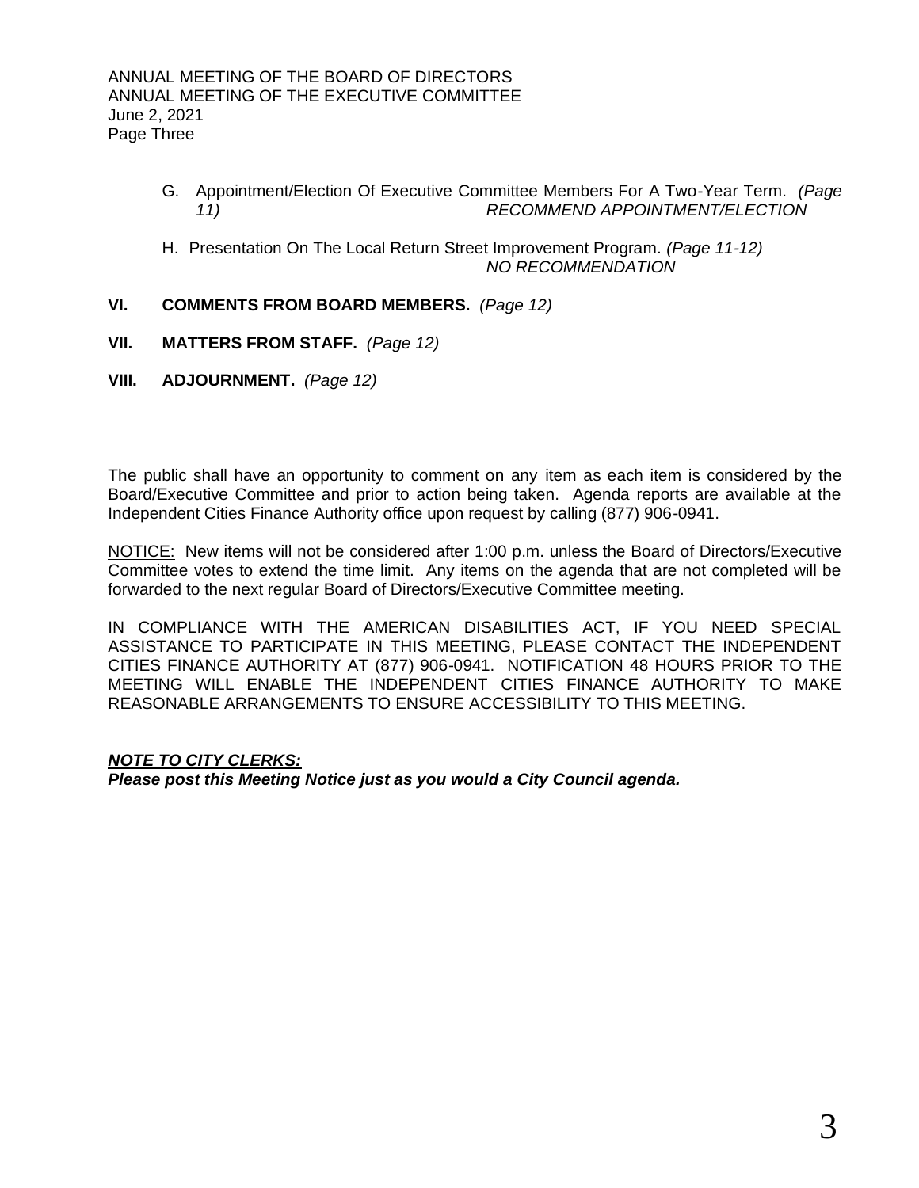G. Appointment/Election Of Executive Committee Members For A Two-Year Term. *(Page 11)* *RECOMMEND APPOINTMENT/ELECTION*

H. Presentation On The Local Return Street Improvement Program. *(Page 11-12)* *NO RECOMMENDATION*

**VI. COMMENTS FROM BOARD MEMBERS.** *(Page 12)*

**VII. MATTERS FROM STAFF.** *(Page 12)*

**VIII. ADJOURNMENT.** *(Page 12)*

The public shall have an opportunity to comment on any item as each item is considered by the Board/Executive Committee and prior to action being taken. Agenda reports are available at the Independent Cities Finance Authority office upon request by calling (877) 906-0941.

NOTICE: New items will not be considered after 1:00 p.m. unless the Board of Directors/Executive Committee votes to extend the time limit. Any items on the agenda that are not completed will be forwarded to the next regular Board of Directors/Executive Committee meeting.

IN COMPLIANCE WITH THE AMERICAN DISABILITIES ACT, IF YOU NEED SPECIAL ASSISTANCE TO PARTICIPATE IN THIS MEETING, PLEASE CONTACT THE INDEPENDENT CITIES FINANCE AUTHORITY AT (877) 906-0941. NOTIFICATION 48 HOURS PRIOR TO THE MEETING WILL ENABLE THE INDEPENDENT CITIES FINANCE AUTHORITY TO MAKE REASONABLE ARRANGEMENTS TO ENSURE ACCESSIBILITY TO THIS MEETING.

***NOTE TO CITY CLERKS:***
***Please post this Meeting Notice just as you would a City Council agenda.***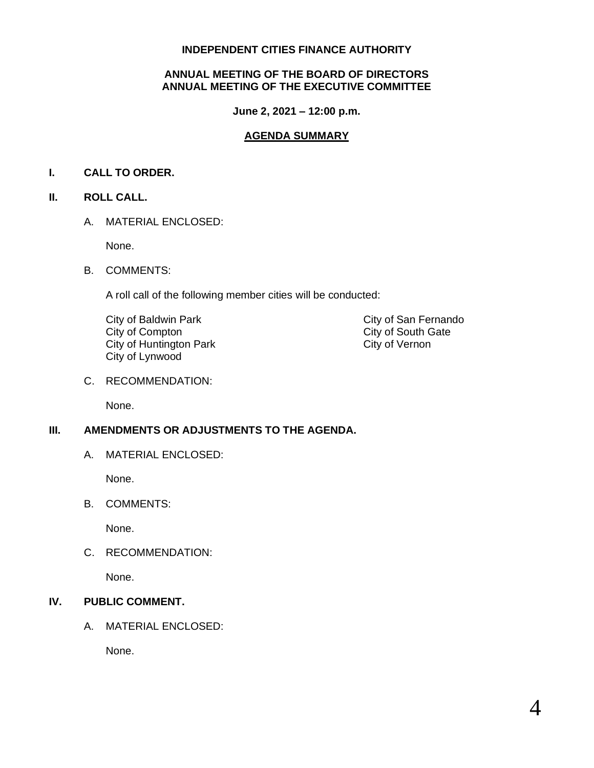**INDEPENDENT CITIES FINANCE AUTHORITY**

**ANNUAL MEETING OF THE BOARD OF DIRECTORS**
**ANNUAL MEETING OF THE EXECUTIVE COMMITTEE**

**June 2, 2021 – 12:00 p.m.**

**AGENDA SUMMARY**

**I. CALL TO ORDER.**

**II. ROLL CALL.**

A. MATERIAL ENCLOSED:

None.

B. COMMENTS:

A roll call of the following member cities will be conducted:

City of Baldwin Park
City of Compton
City of Huntington Park
City of Lynwood
City of San Fernando
City of South Gate
City of Vernon

C. RECOMMENDATION:

None.

**III. AMENDMENTS OR ADJUSTMENTS TO THE AGENDA.**

A. MATERIAL ENCLOSED:

None.

B. COMMENTS:

None.

C. RECOMMENDATION:

None.

**IV. PUBLIC COMMENT.**

A. MATERIAL ENCLOSED:

None.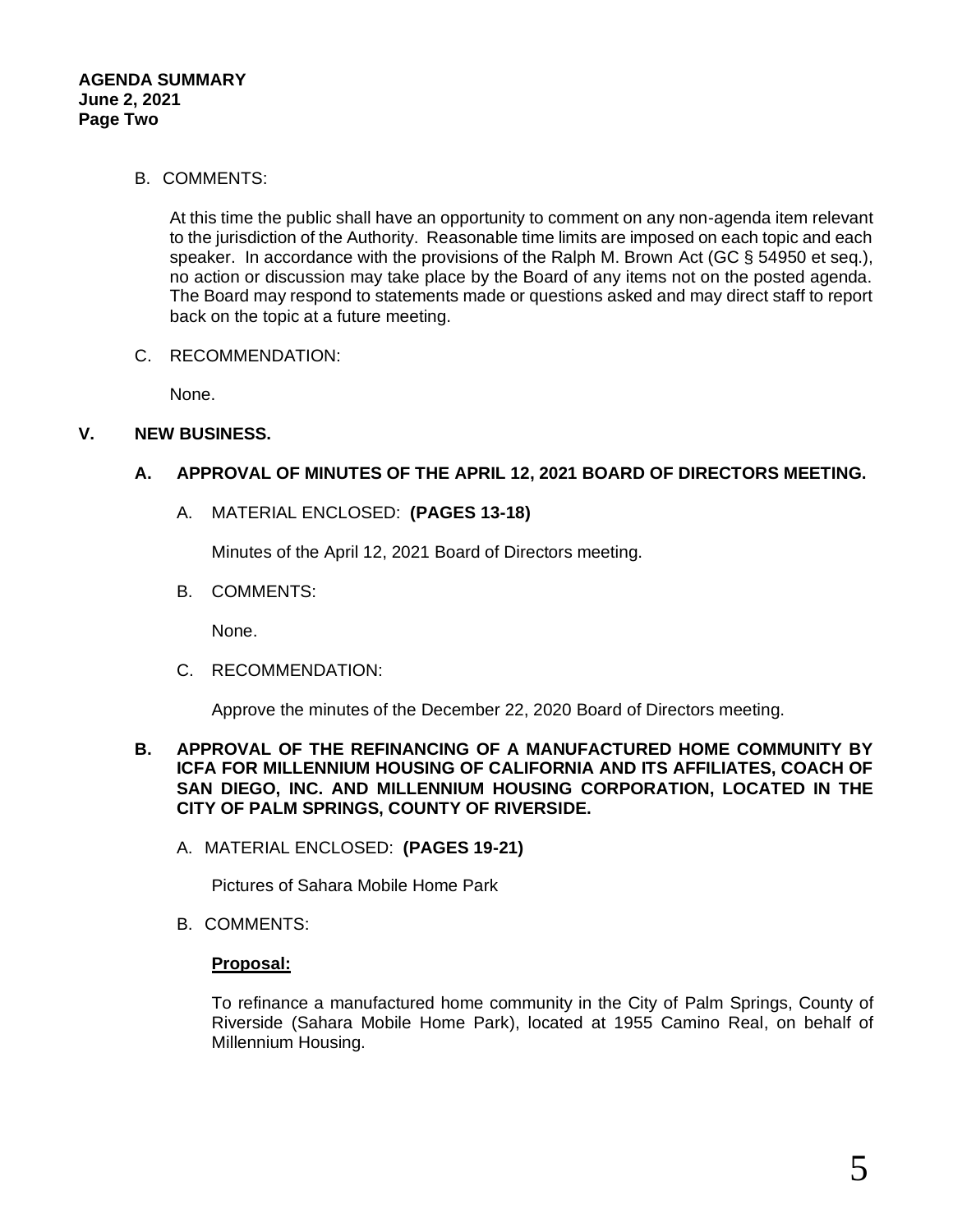B. COMMENTS:

At this time the public shall have an opportunity to comment on any non-agenda item relevant to the jurisdiction of the Authority. Reasonable time limits are imposed on each topic and each speaker. In accordance with the provisions of the Ralph M. Brown Act (GC § 54950 et seq.), no action or discussion may take place by the Board of any items not on the posted agenda. The Board may respond to statements made or questions asked and may direct staff to report back on the topic at a future meeting.

C. RECOMMENDATION:

None.

## V. NEW BUSINESS.

### A. APPROVAL OF MINUTES OF THE APRIL 12, 2021 BOARD OF DIRECTORS MEETING.

A. MATERIAL ENCLOSED: **(PAGES 13-18)**

Minutes of the April 12, 2021 Board of Directors meeting.

B. COMMENTS:

None.

C. RECOMMENDATION:

Approve the minutes of the December 22, 2020 Board of Directors meeting.

### B. APPROVAL OF THE REFINANCING OF A MANUFACTURED HOME COMMUNITY BY ICFA FOR MILLENNIUM HOUSING OF CALIFORNIA AND ITS AFFILIATES, COACH OF SAN DIEGO, INC. AND MILLENNIUM HOUSING CORPORATION, LOCATED IN THE CITY OF PALM SPRINGS, COUNTY OF RIVERSIDE.

A. MATERIAL ENCLOSED: **(PAGES 19-21)**

Pictures of Sahara Mobile Home Park

B. COMMENTS:

**Proposal:**

To refinance a manufactured home community in the City of Palm Springs, County of Riverside (Sahara Mobile Home Park), located at 1955 Camino Real, on behalf of Millennium Housing.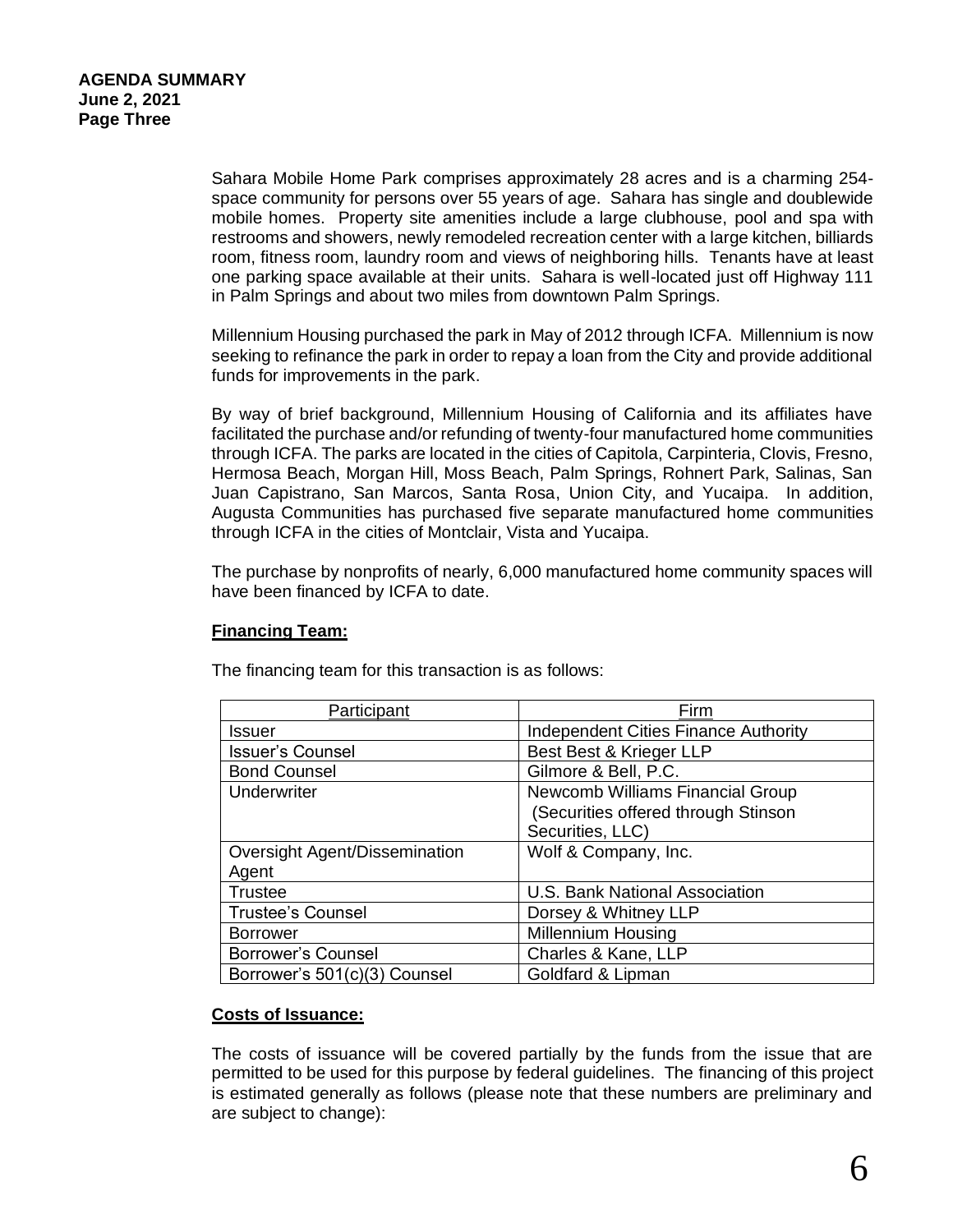Sahara Mobile Home Park comprises approximately 28 acres and is a charming 254-space community for persons over 55 years of age. Sahara has single and doublewide mobile homes. Property site amenities include a large clubhouse, pool and spa with restrooms and showers, newly remodeled recreation center with a large kitchen, billiards room, fitness room, laundry room and views of neighboring hills. Tenants have at least one parking space available at their units. Sahara is well-located just off Highway 111 in Palm Springs and about two miles from downtown Palm Springs.

Millennium Housing purchased the park in May of 2012 through ICFA. Millennium is now seeking to refinance the park in order to repay a loan from the City and provide additional funds for improvements in the park.

By way of brief background, Millennium Housing of California and its affiliates have facilitated the purchase and/or refunding of twenty-four manufactured home communities through ICFA. The parks are located in the cities of Capitola, Carpinteria, Clovis, Fresno, Hermosa Beach, Morgan Hill, Moss Beach, Palm Springs, Rohnert Park, Salinas, San Juan Capistrano, San Marcos, Santa Rosa, Union City, and Yucaipa. In addition, Augusta Communities has purchased five separate manufactured home communities through ICFA in the cities of Montclair, Vista and Yucaipa.

The purchase by nonprofits of nearly, 6,000 manufactured home community spaces will have been financed by ICFA to date.

**Financing Team:**

The financing team for this transaction is as follows:

| Participant | Firm |
|---|---|
| Issuer | Independent Cities Finance Authority |
| Issuer's Counsel | Best Best & Krieger LLP |
| Bond Counsel | Gilmore & Bell, P.C. |
| Underwriter | Newcomb Williams Financial Group (Securities offered through Stinson Securities, LLC) |
| Oversight Agent/Dissemination Agent | Wolf & Company, Inc. |
| Trustee | U.S. Bank National Association |
| Trustee's Counsel | Dorsey & Whitney LLP |
| Borrower | Millennium Housing |
| Borrower's Counsel | Charles & Kane, LLP |
| Borrower's 501(c)(3) Counsel | Goldfard & Lipman |

**Costs of Issuance:**

The costs of issuance will be covered partially by the funds from the issue that are permitted to be used for this purpose by federal guidelines. The financing of this project is estimated generally as follows (please note that these numbers are preliminary and are subject to change):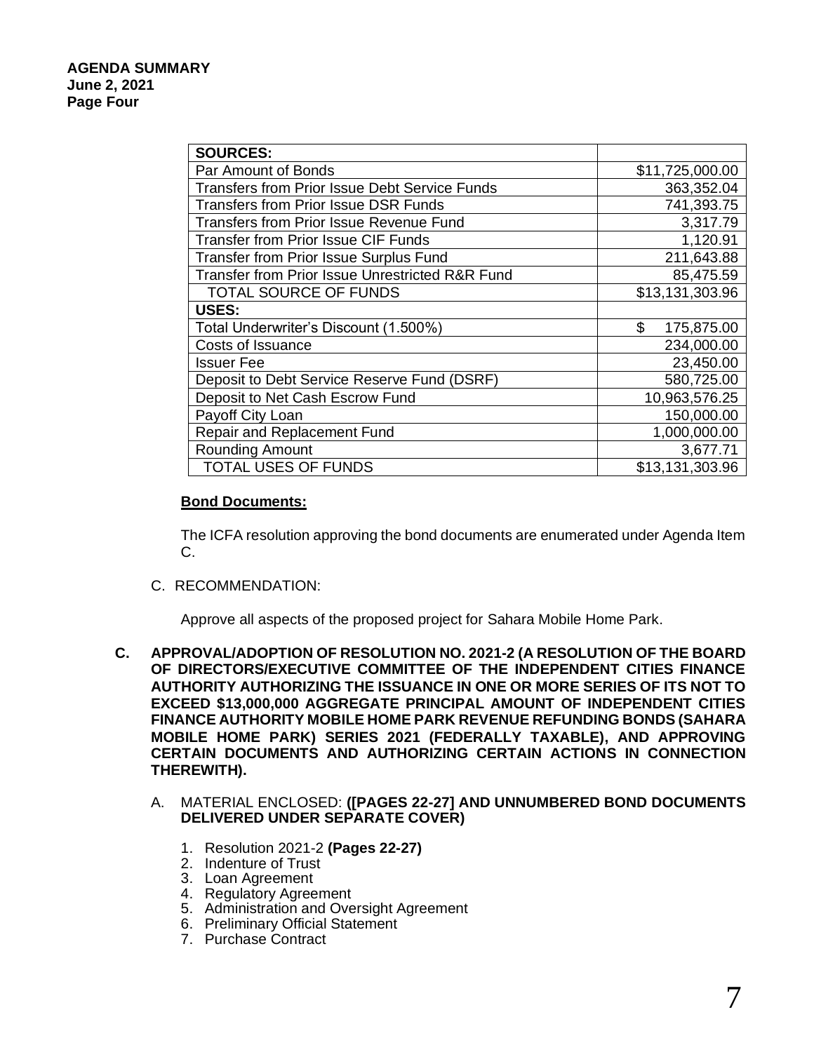**AGENDA SUMMARY**
**June 2, 2021**
**Page Four**

| **SOURCES:** | |
|---|---|
| Par Amount of Bonds | $11,725,000.00 |
| Transfers from Prior Issue Debt Service Funds | 363,352.04 |
| Transfers from Prior Issue DSR Funds | 741,393.75 |
| Transfers from Prior Issue Revenue Fund | 3,317.79 |
| Transfer from Prior Issue CIF Funds | 1,120.91 |
| Transfer from Prior Issue Surplus Fund | 211,643.88 |
| Transfer from Prior Issue Unrestricted R&R Fund | 85,475.59 |
| TOTAL SOURCE OF FUNDS | $13,131,303.96 |
| **USES:** | |
| Total Underwriter's Discount (1.500%) | $ 175,875.00 |
| Costs of Issuance | 234,000.00 |
| Issuer Fee | 23,450.00 |
| Deposit to Debt Service Reserve Fund (DSRF) | 580,725.00 |
| Deposit to Net Cash Escrow Fund | 10,963,576.25 |
| Payoff City Loan | 150,000.00 |
| Repair and Replacement Fund | 1,000,000.00 |
| Rounding Amount | 3,677.71 |
| TOTAL USES OF FUNDS | $13,131,303.96 |

**Bond Documents:**

The ICFA resolution approving the bond documents are enumerated under Agenda Item C.

C. RECOMMENDATION:

Approve all aspects of the proposed project for Sahara Mobile Home Park.

**C. APPROVAL/ADOPTION OF RESOLUTION NO. 2021-2 (A RESOLUTION OF THE BOARD OF DIRECTORS/EXECUTIVE COMMITTEE OF THE INDEPENDENT CITIES FINANCE AUTHORITY AUTHORIZING THE ISSUANCE IN ONE OR MORE SERIES OF ITS NOT TO EXCEED $13,000,000 AGGREGATE PRINCIPAL AMOUNT OF INDEPENDENT CITIES FINANCE AUTHORITY MOBILE HOME PARK REVENUE REFUNDING BONDS (SAHARA MOBILE HOME PARK) SERIES 2021 (FEDERALLY TAXABLE), AND APPROVING CERTAIN DOCUMENTS AND AUTHORIZING CERTAIN ACTIONS IN CONNECTION THEREWITH).**

A. MATERIAL ENCLOSED: **([PAGES 22-27] AND UNNUMBERED BOND DOCUMENTS DELIVERED UNDER SEPARATE COVER)**

1. Resolution 2021-2 **(Pages 22-27)**
2. Indenture of Trust
3. Loan Agreement
4. Regulatory Agreement
5. Administration and Oversight Agreement
6. Preliminary Official Statement
7. Purchase Contract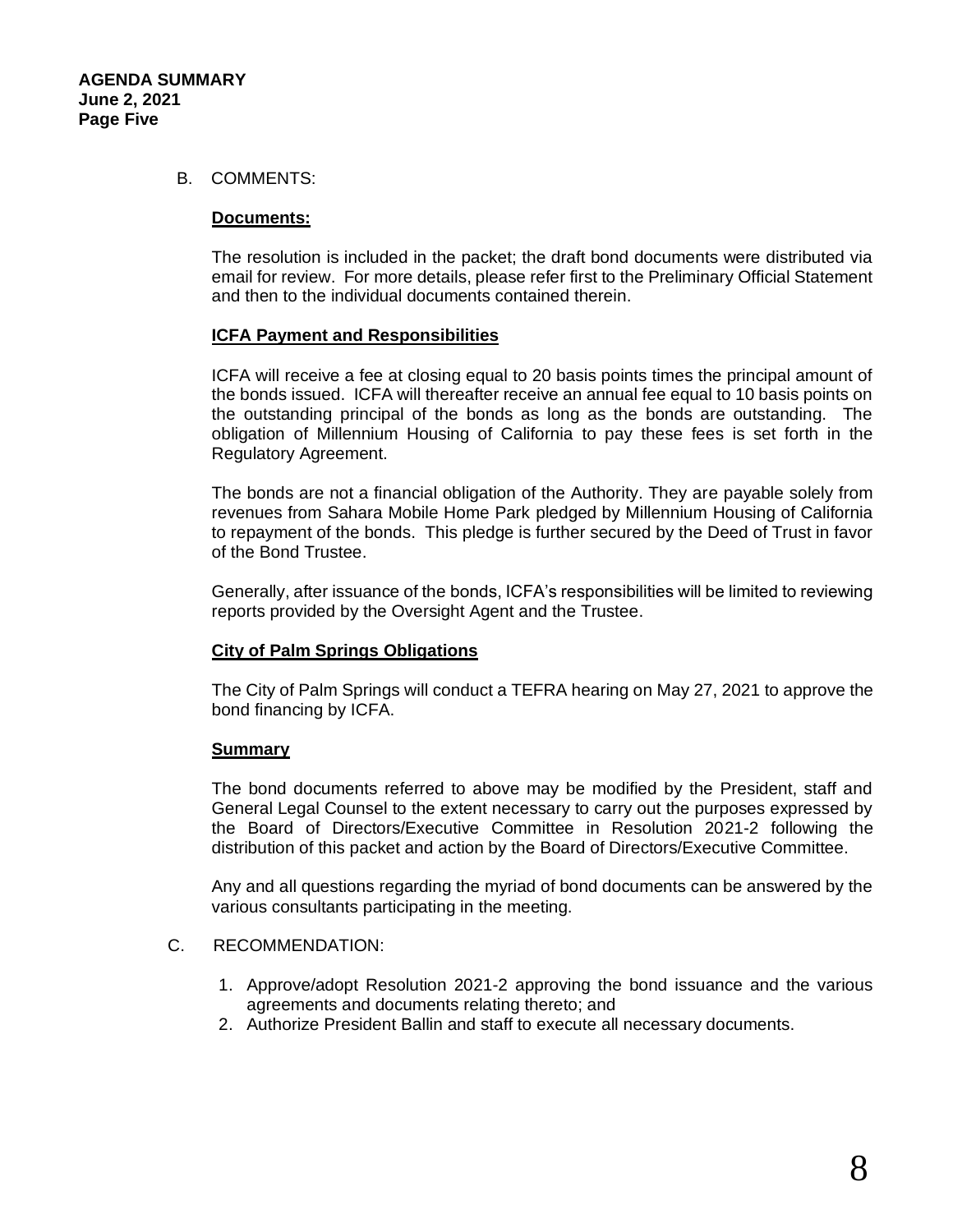B. COMMENTS:

**Documents:**

The resolution is included in the packet; the draft bond documents were distributed via email for review. For more details, please refer first to the Preliminary Official Statement and then to the individual documents contained therein.

**ICFA Payment and Responsibilities**

ICFA will receive a fee at closing equal to 20 basis points times the principal amount of the bonds issued. ICFA will thereafter receive an annual fee equal to 10 basis points on the outstanding principal of the bonds as long as the bonds are outstanding. The obligation of Millennium Housing of California to pay these fees is set forth in the Regulatory Agreement.

The bonds are not a financial obligation of the Authority. They are payable solely from revenues from Sahara Mobile Home Park pledged by Millennium Housing of California to repayment of the bonds. This pledge is further secured by the Deed of Trust in favor of the Bond Trustee.

Generally, after issuance of the bonds, ICFA's responsibilities will be limited to reviewing reports provided by the Oversight Agent and the Trustee.

**City of Palm Springs Obligations**

The City of Palm Springs will conduct a TEFRA hearing on May 27, 2021 to approve the bond financing by ICFA.

**Summary**

The bond documents referred to above may be modified by the President, staff and General Legal Counsel to the extent necessary to carry out the purposes expressed by the Board of Directors/Executive Committee in Resolution 2021-2 following the distribution of this packet and action by the Board of Directors/Executive Committee.

Any and all questions regarding the myriad of bond documents can be answered by the various consultants participating in the meeting.

C. RECOMMENDATION:

1. Approve/adopt Resolution 2021-2 approving the bond issuance and the various agreements and documents relating thereto; and
2. Authorize President Ballin and staff to execute all necessary documents.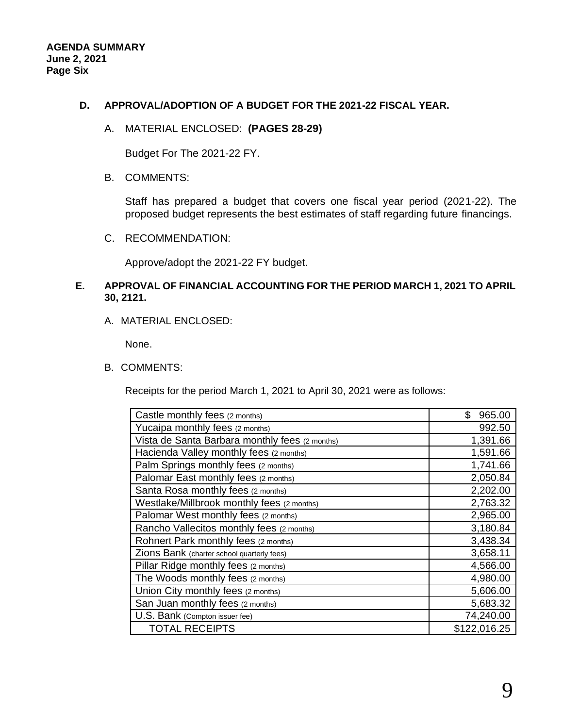**AGENDA SUMMARY**
**June 2, 2021**
**Page Six**

**D. APPROVAL/ADOPTION OF A BUDGET FOR THE 2021-22 FISCAL YEAR.**

A. MATERIAL ENCLOSED: **(PAGES 28-29)**

Budget For The 2021-22 FY.

B. COMMENTS:

Staff has prepared a budget that covers one fiscal year period (2021-22). The proposed budget represents the best estimates of staff regarding future financings.

C. RECOMMENDATION:

Approve/adopt the 2021-22 FY budget.

**E. APPROVAL OF FINANCIAL ACCOUNTING FOR THE PERIOD MARCH 1, 2021 TO APRIL 30, 2121.**

A. MATERIAL ENCLOSED:

None.

B. COMMENTS:

Receipts for the period March 1, 2021 to April 30, 2021 were as follows:

| | |
|---|---|
| Castle monthly fees (2 months) | $ 965.00 |
| Yucaipa monthly fees (2 months) | 992.50 |
| Vista de Santa Barbara monthly fees (2 months) | 1,391.66 |
| Hacienda Valley monthly fees (2 months) | 1,591.66 |
| Palm Springs monthly fees (2 months) | 1,741.66 |
| Palomar East monthly fees (2 months) | 2,050.84 |
| Santa Rosa monthly fees (2 months) | 2,202.00 |
| Westlake/Millbrook monthly fees (2 months) | 2,763.32 |
| Palomar West monthly fees (2 months) | 2,965.00 |
| Rancho Vallecitos monthly fees (2 months) | 3,180.84 |
| Rohnert Park monthly fees (2 months) | 3,438.34 |
| Zions Bank (charter school quarterly fees) | 3,658.11 |
| Pillar Ridge monthly fees (2 months) | 4,566.00 |
| The Woods monthly fees (2 months) | 4,980.00 |
| Union City monthly fees (2 months) | 5,606.00 |
| San Juan monthly fees (2 months) | 5,683.32 |
| U.S. Bank (Compton issuer fee) | 74,240.00 |
| TOTAL RECEIPTS | $122,016.25 |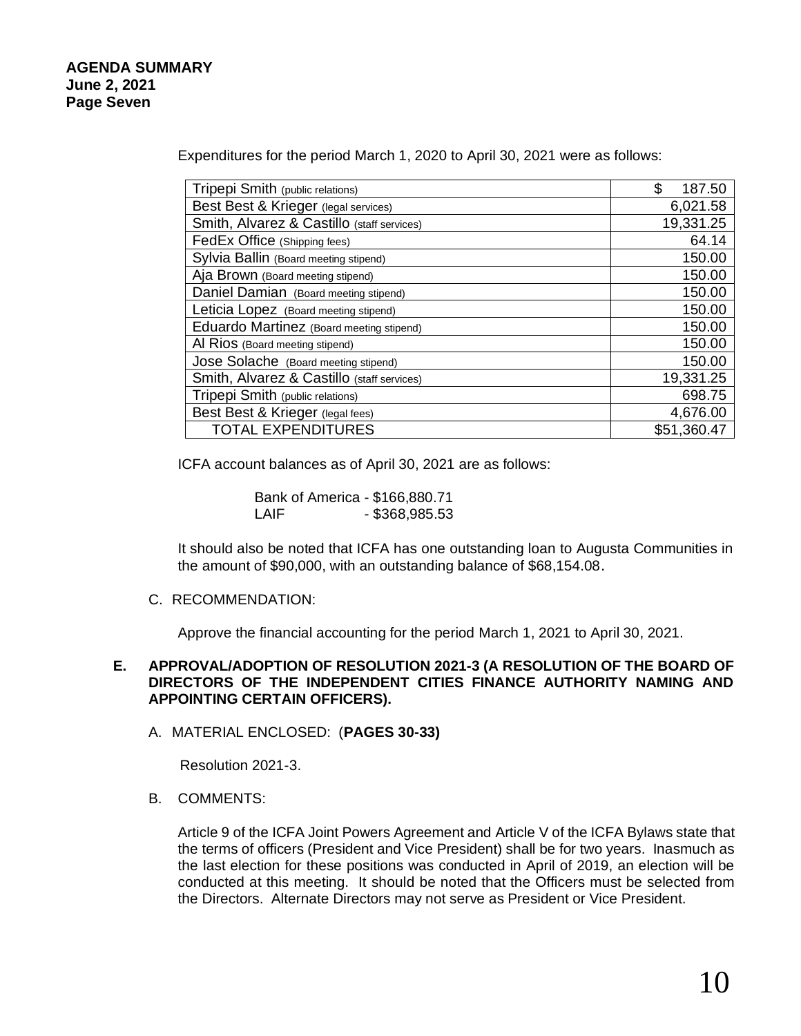**AGENDA SUMMARY**
**June 2, 2021**
**Page Seven**

Expenditures for the period March 1, 2020 to April 30, 2021 were as follows:

| | |
|---|---|
| Tripepi Smith (public relations) | $ 187.50 |
| Best Best & Krieger (legal services) | 6,021.58 |
| Smith, Alvarez & Castillo (staff services) | 19,331.25 |
| FedEx Office (Shipping fees) | 64.14 |
| Sylvia Ballin (Board meeting stipend) | 150.00 |
| Aja Brown (Board meeting stipend) | 150.00 |
| Daniel Damian (Board meeting stipend) | 150.00 |
| Leticia Lopez (Board meeting stipend) | 150.00 |
| Eduardo Martinez (Board meeting stipend) | 150.00 |
| Al Rios (Board meeting stipend) | 150.00 |
| Jose Solache (Board meeting stipend) | 150.00 |
| Smith, Alvarez & Castillo (staff services) | 19,331.25 |
| Tripepi Smith (public relations) | 698.75 |
| Best Best & Krieger (legal fees) | 4,676.00 |
| TOTAL EXPENDITURES | $51,360.47 |

ICFA account balances as of April 30, 2021 are as follows:

Bank of America - $166,880.71
LAIF - $368,985.53

It should also be noted that ICFA has one outstanding loan to Augusta Communities in the amount of $90,000, with an outstanding balance of $68,154.08.

C. RECOMMENDATION:

Approve the financial accounting for the period March 1, 2021 to April 30, 2021.

**E. APPROVAL/ADOPTION OF RESOLUTION 2021-3 (A RESOLUTION OF THE BOARD OF DIRECTORS OF THE INDEPENDENT CITIES FINANCE AUTHORITY NAMING AND APPOINTING CERTAIN OFFICERS).**

A. MATERIAL ENCLOSED: (**PAGES 30-33)**

Resolution 2021-3.

B. COMMENTS:

Article 9 of the ICFA Joint Powers Agreement and Article V of the ICFA Bylaws state that the terms of officers (President and Vice President) shall be for two years. Inasmuch as the last election for these positions was conducted in April of 2019, an election will be conducted at this meeting. It should be noted that the Officers must be selected from the Directors. Alternate Directors may not serve as President or Vice President.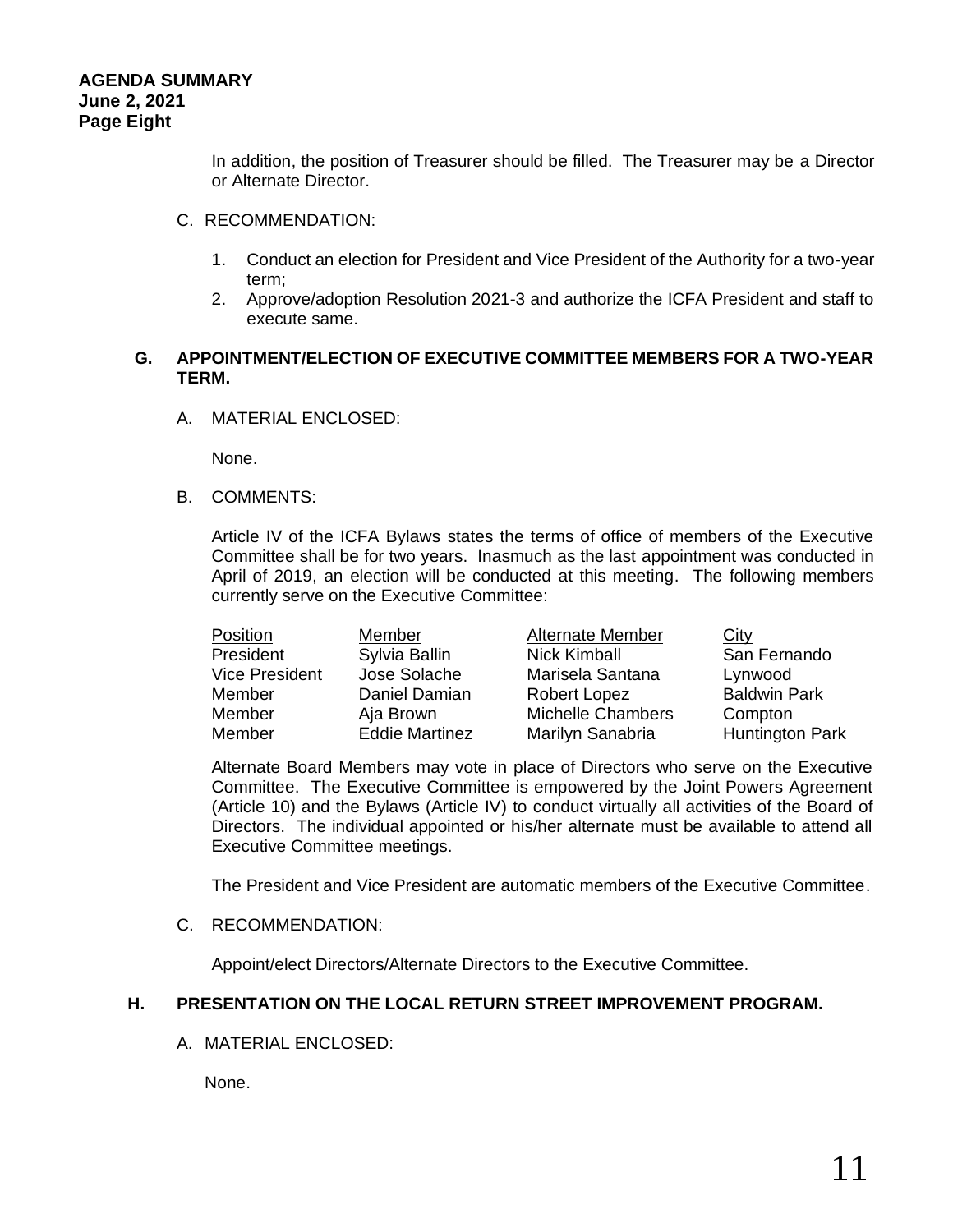In addition, the position of Treasurer should be filled. The Treasurer may be a Director or Alternate Director.

C. RECOMMENDATION:

1. Conduct an election for President and Vice President of the Authority for a two-year term;
2. Approve/adoption Resolution 2021-3 and authorize the ICFA President and staff to execute same.

**G. APPOINTMENT/ELECTION OF EXECUTIVE COMMITTEE MEMBERS FOR A TWO-YEAR TERM.**

A. MATERIAL ENCLOSED:

None.

B. COMMENTS:

Article IV of the ICFA Bylaws states the terms of office of members of the Executive Committee shall be for two years. Inasmuch as the last appointment was conducted in April of 2019, an election will be conducted at this meeting. The following members currently serve on the Executive Committee:

| Position | Member | Alternate Member | City |
|---|---|---|---|
| President | Sylvia Ballin | Nick Kimball | San Fernando |
| Vice President | Jose Solache | Marisela Santana | Lynwood |
| Member | Daniel Damian | Robert Lopez | Baldwin Park |
| Member | Aja Brown | Michelle Chambers | Compton |
| Member | Eddie Martinez | Marilyn Sanabria | Huntington Park |

Alternate Board Members may vote in place of Directors who serve on the Executive Committee. The Executive Committee is empowered by the Joint Powers Agreement (Article 10) and the Bylaws (Article IV) to conduct virtually all activities of the Board of Directors. The individual appointed or his/her alternate must be available to attend all Executive Committee meetings.

The President and Vice President are automatic members of the Executive Committee.

C. RECOMMENDATION:

Appoint/elect Directors/Alternate Directors to the Executive Committee.

**H. PRESENTATION ON THE LOCAL RETURN STREET IMPROVEMENT PROGRAM.**

A. MATERIAL ENCLOSED:

None.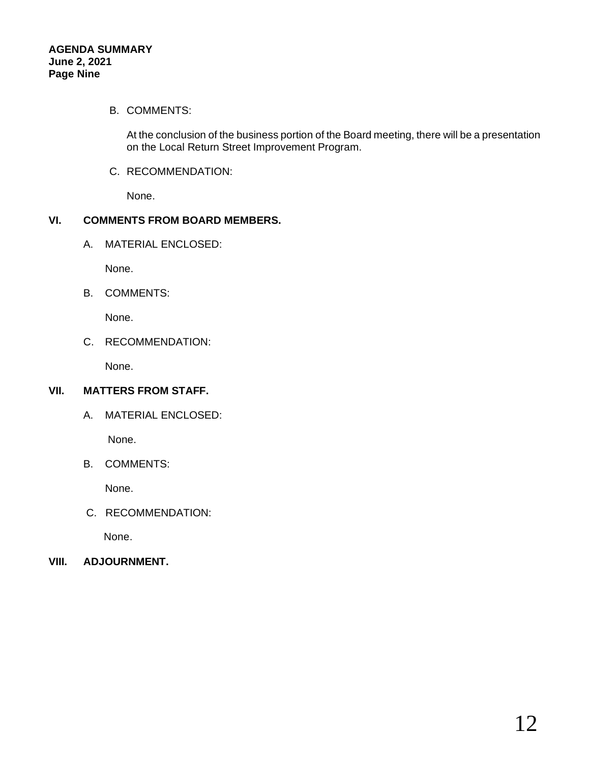B. COMMENTS:

At the conclusion of the business portion of the Board meeting, there will be a presentation on the Local Return Street Improvement Program.

C. RECOMMENDATION:

None.

## VI. COMMENTS FROM BOARD MEMBERS.

A. MATERIAL ENCLOSED:

None.

B. COMMENTS:

None.

C. RECOMMENDATION:

None.

## VII. MATTERS FROM STAFF.

A. MATERIAL ENCLOSED:

None.

B. COMMENTS:

None.

C. RECOMMENDATION:

None.

## VIII. ADJOURNMENT.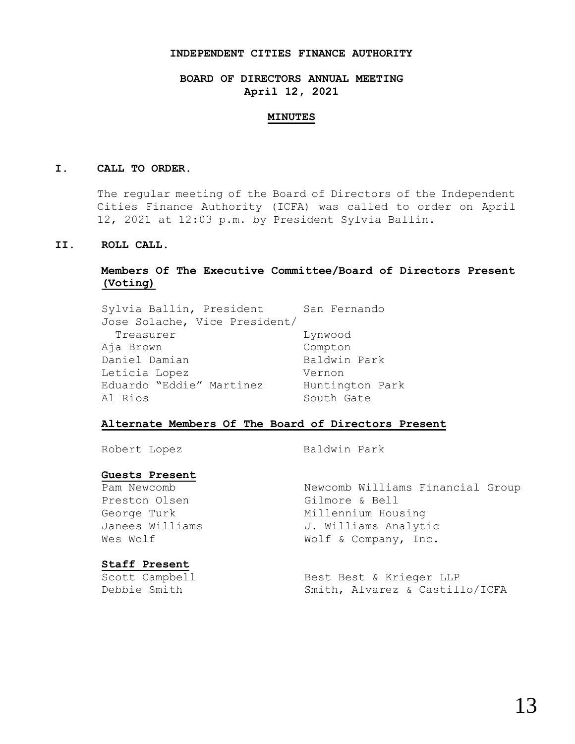**INDEPENDENT CITIES FINANCE AUTHORITY**

**BOARD OF DIRECTORS ANNUAL MEETING**
**April 12, 2021**

**MINUTES**

## I. CALL TO ORDER.

The regular meeting of the Board of Directors of the Independent Cities Finance Authority (ICFA) was called to order on April 12, 2021 at 12:03 p.m. by President Sylvia Ballin.

## II. ROLL CALL.

**Members Of The Executive Committee/Board of Directors Present (Voting)**

| | |
|---|---|
| Sylvia Ballin, President | San Fernando |
| Jose Solache, Vice President/ Treasurer | Lynwood |
| Aja Brown | Compton |
| Daniel Damian | Baldwin Park |
| Leticia Lopez | Vernon |
| Eduardo "Eddie" Martinez | Huntington Park |
| Al Rios | South Gate |

**Alternate Members Of The Board of Directors Present**

| | |
|---|---|
| Robert Lopez | Baldwin Park |

**Guests Present**

| | |
|---|---|
| Pam Newcomb | Newcomb Williams Financial Group |
| Preston Olsen | Gilmore & Bell |
| George Turk | Millennium Housing |
| Janees Williams | J. Williams Analytic |
| Wes Wolf | Wolf & Company, Inc. |

**Staff Present**

| | |
|---|---|
| Scott Campbell | Best Best & Krieger LLP |
| Debbie Smith | Smith, Alvarez & Castillo/ICFA |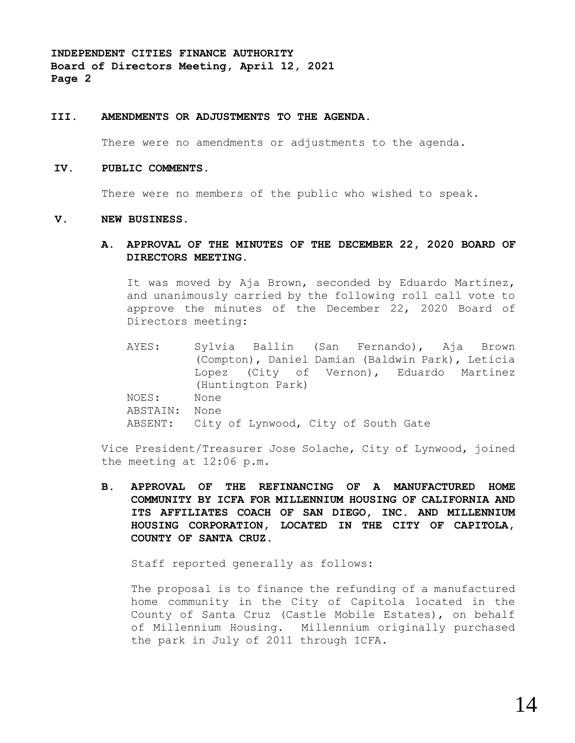**III. AMENDMENTS OR ADJUSTMENTS TO THE AGENDA.**

There were no amendments or adjustments to the agenda.

**IV. PUBLIC COMMENTS.**

There were no members of the public who wished to speak.

**V. NEW BUSINESS.**

**A. APPROVAL OF THE MINUTES OF THE DECEMBER 22, 2020 BOARD OF DIRECTORS MEETING.**

It was moved by Aja Brown, seconded by Eduardo Martinez, and unanimously carried by the following roll call vote to approve the minutes of the December 22, 2020 Board of Directors meeting:

| | |
|---|---|
| AYES: | Sylvia Ballin (San Fernando), Aja Brown (Compton), Daniel Damian (Baldwin Park), Leticia Lopez (City of Vernon), Eduardo Martinez (Huntington Park) |
| NOES: | None |
| ABSTAIN: | None |
| ABSENT: | City of Lynwood, City of South Gate |

Vice President/Treasurer Jose Solache, City of Lynwood, joined the meeting at 12:06 p.m.

**B. APPROVAL OF THE REFINANCING OF A MANUFACTURED HOME COMMUNITY BY ICFA FOR MILLENNIUM HOUSING OF CALIFORNIA AND ITS AFFILIATES COACH OF SAN DIEGO, INC. AND MILLENNIUM HOUSING CORPORATION, LOCATED IN THE CITY OF CAPITOLA, COUNTY OF SANTA CRUZ.**

Staff reported generally as follows:

The proposal is to finance the refunding of a manufactured home community in the City of Capitola located in the County of Santa Cruz (Castle Mobile Estates), on behalf of Millennium Housing. Millennium originally purchased the park in July of 2011 through ICFA.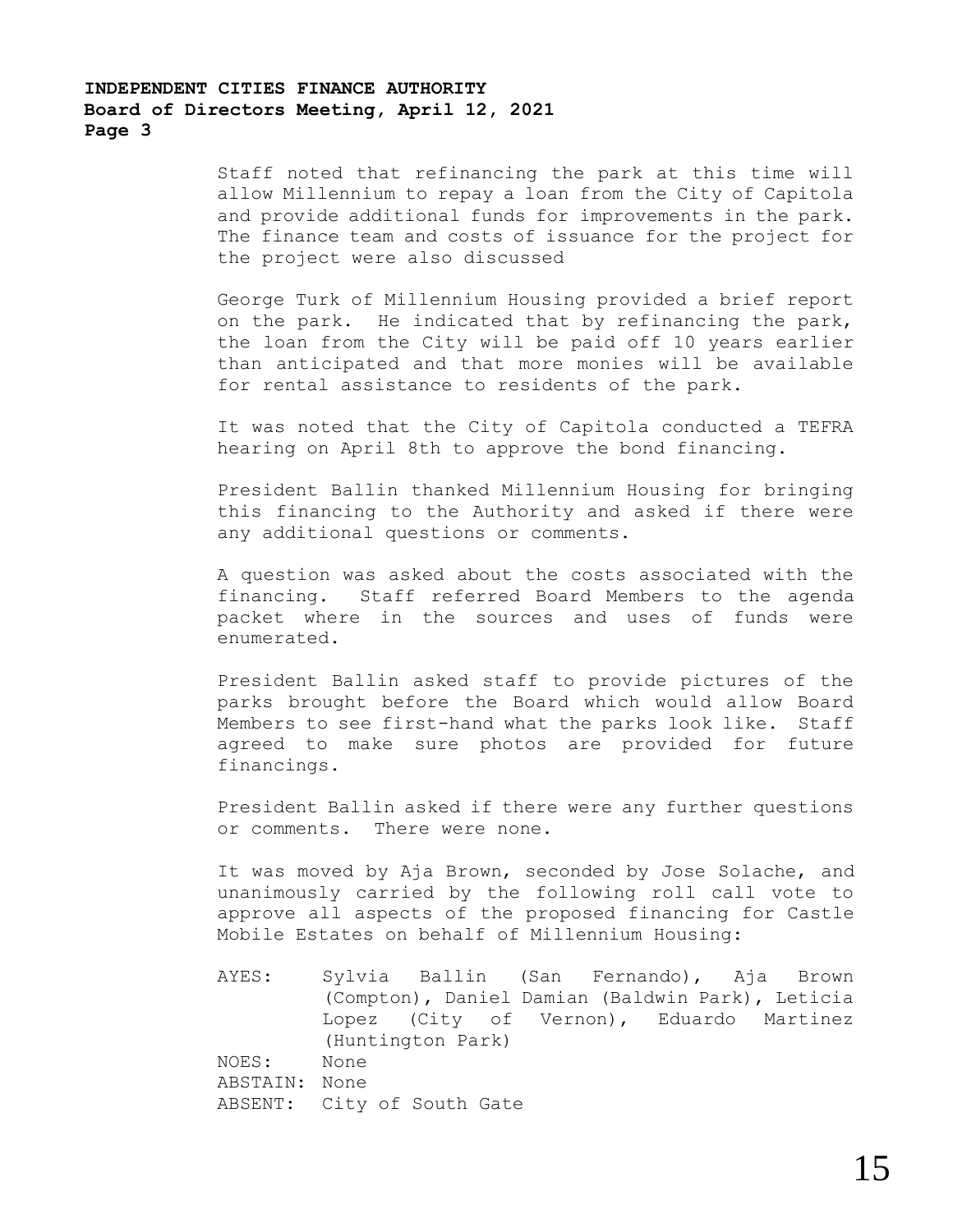Staff noted that refinancing the park at this time will allow Millennium to repay a loan from the City of Capitola and provide additional funds for improvements in the park. The finance team and costs of issuance for the project for the project were also discussed

George Turk of Millennium Housing provided a brief report on the park. He indicated that by refinancing the park, the loan from the City will be paid off 10 years earlier than anticipated and that more monies will be available for rental assistance to residents of the park.

It was noted that the City of Capitola conducted a TEFRA hearing on April 8th to approve the bond financing.

President Ballin thanked Millennium Housing for bringing this financing to the Authority and asked if there were any additional questions or comments.

A question was asked about the costs associated with the financing. Staff referred Board Members to the agenda packet where in the sources and uses of funds were enumerated.

President Ballin asked staff to provide pictures of the parks brought before the Board which would allow Board Members to see first-hand what the parks look like. Staff agreed to make sure photos are provided for future financings.

President Ballin asked if there were any further questions or comments. There were none.

It was moved by Aja Brown, seconded by Jose Solache, and unanimously carried by the following roll call vote to approve all aspects of the proposed financing for Castle Mobile Estates on behalf of Millennium Housing:

AYES: Sylvia Ballin (San Fernando), Aja Brown (Compton), Daniel Damian (Baldwin Park), Leticia Lopez (City of Vernon), Eduardo Martinez (Huntington Park)
NOES: None
ABSTAIN: None
ABSENT: City of South Gate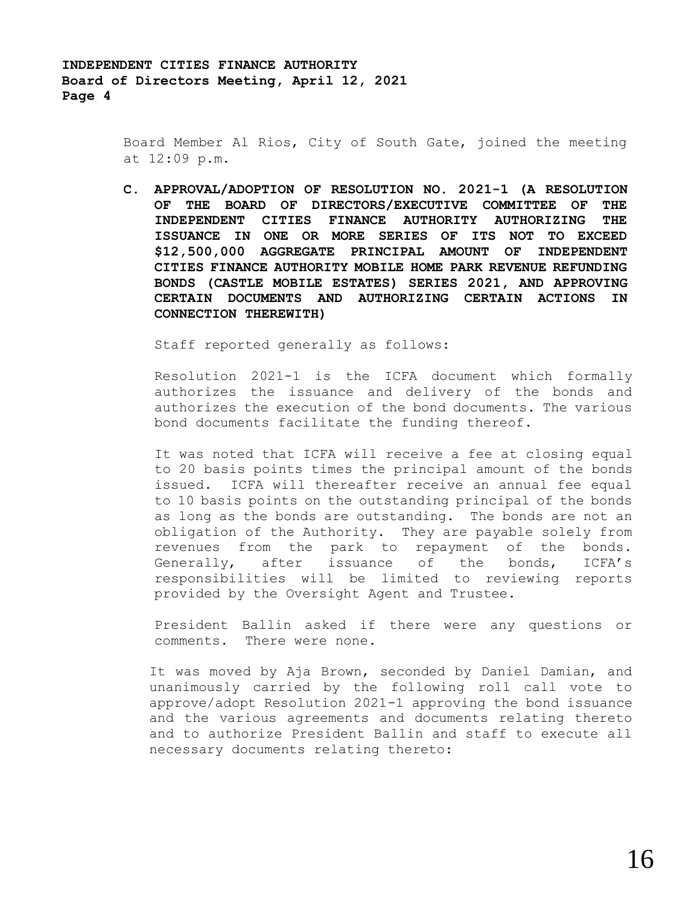Board Member Al Rios, City of South Gate, joined the meeting at 12:09 p.m.

**C. APPROVAL/ADOPTION OF RESOLUTION NO. 2021-1 (A RESOLUTION OF THE BOARD OF DIRECTORS/EXECUTIVE COMMITTEE OF THE INDEPENDENT CITIES FINANCE AUTHORITY AUTHORIZING THE ISSUANCE IN ONE OR MORE SERIES OF ITS NOT TO EXCEED $12,500,000 AGGREGATE PRINCIPAL AMOUNT OF INDEPENDENT CITIES FINANCE AUTHORITY MOBILE HOME PARK REVENUE REFUNDING BONDS (CASTLE MOBILE ESTATES) SERIES 2021, AND APPROVING CERTAIN DOCUMENTS AND AUTHORIZING CERTAIN ACTIONS IN CONNECTION THEREWITH)**

Staff reported generally as follows:

Resolution 2021-1 is the ICFA document which formally authorizes the issuance and delivery of the bonds and authorizes the execution of the bond documents. The various bond documents facilitate the funding thereof.

It was noted that ICFA will receive a fee at closing equal to 20 basis points times the principal amount of the bonds issued. ICFA will thereafter receive an annual fee equal to 10 basis points on the outstanding principal of the bonds as long as the bonds are outstanding. The bonds are not an obligation of the Authority. They are payable solely from revenues from the park to repayment of the bonds. Generally, after issuance of the bonds, ICFA's responsibilities will be limited to reviewing reports provided by the Oversight Agent and Trustee.

President Ballin asked if there were any questions or comments. There were none.

It was moved by Aja Brown, seconded by Daniel Damian, and unanimously carried by the following roll call vote to approve/adopt Resolution 2021-1 approving the bond issuance and the various agreements and documents relating thereto and to authorize President Ballin and staff to execute all necessary documents relating thereto: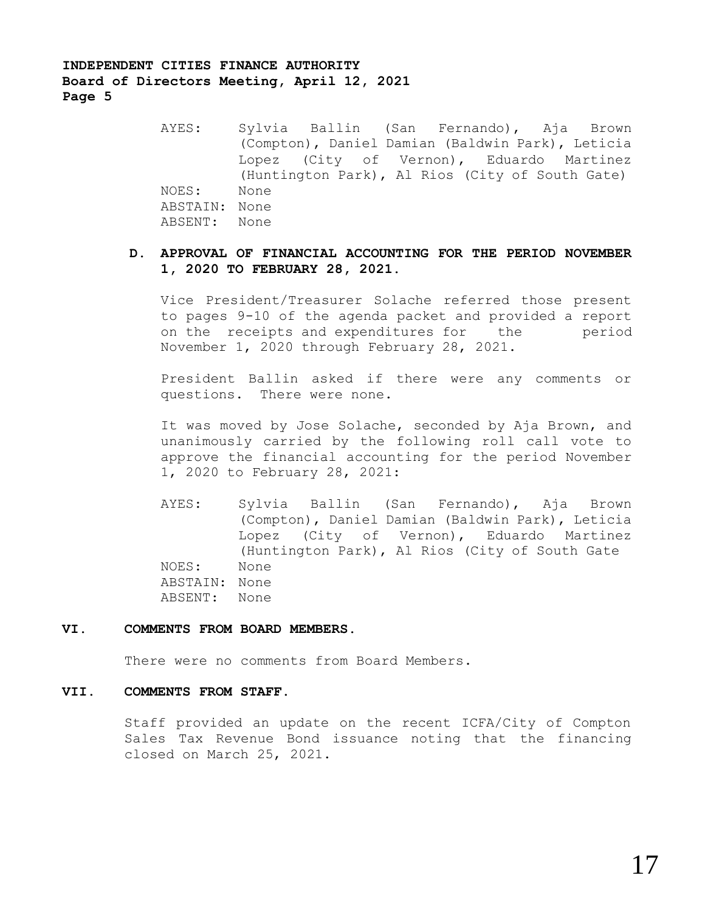AYES: Sylvia Ballin (San Fernando), Aja Brown (Compton), Daniel Damian (Baldwin Park), Leticia Lopez (City of Vernon), Eduardo Martinez (Huntington Park), Al Rios (City of South Gate)
NOES: None
ABSTAIN: None
ABSENT: None

**D. APPROVAL OF FINANCIAL ACCOUNTING FOR THE PERIOD NOVEMBER 1, 2020 TO FEBRUARY 28, 2021.**

Vice President/Treasurer Solache referred those present to pages 9-10 of the agenda packet and provided a report on the receipts and expenditures for the period November 1, 2020 through February 28, 2021.

President Ballin asked if there were any comments or questions. There were none.

It was moved by Jose Solache, seconded by Aja Brown, and unanimously carried by the following roll call vote to approve the financial accounting for the period November 1, 2020 to February 28, 2021:

AYES: Sylvia Ballin (San Fernando), Aja Brown (Compton), Daniel Damian (Baldwin Park), Leticia Lopez (City of Vernon), Eduardo Martinez (Huntington Park), Al Rios (City of South Gate
NOES: None
ABSTAIN: None
ABSENT: None

## VI. COMMENTS FROM BOARD MEMBERS.

There were no comments from Board Members.

## VII. COMMENTS FROM STAFF.

Staff provided an update on the recent ICFA/City of Compton Sales Tax Revenue Bond issuance noting that the financing closed on March 25, 2021.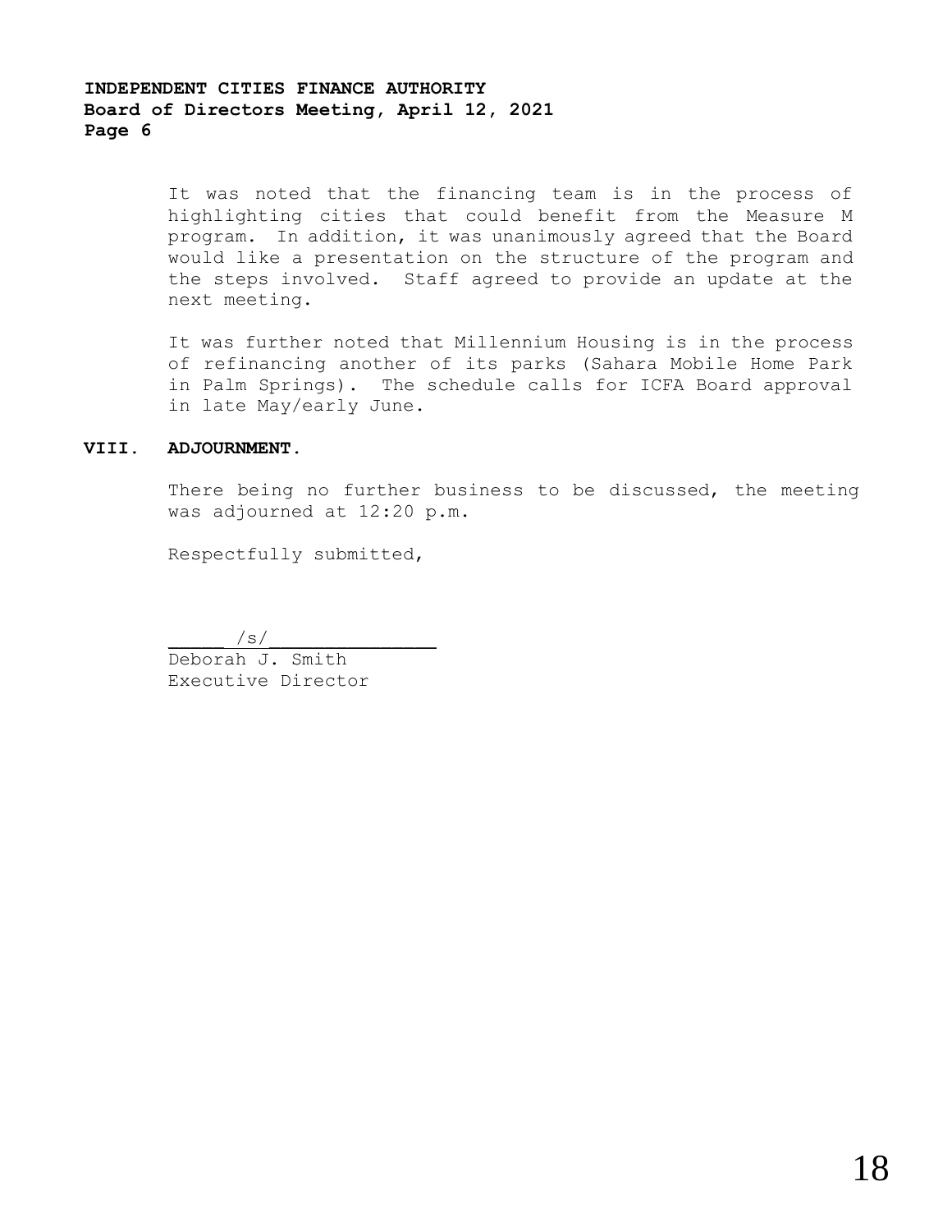It was noted that the financing team is in the process of highlighting cities that could benefit from the Measure M program. In addition, it was unanimously agreed that the Board would like a presentation on the structure of the program and the steps involved. Staff agreed to provide an update at the next meeting.

It was further noted that Millennium Housing is in the process of refinancing another of its parks (Sahara Mobile Home Park in Palm Springs). The schedule calls for ICFA Board approval in late May/early June.

## VIII. ADJOURNMENT.

There being no further business to be discussed, the meeting was adjourned at 12:20 p.m.

Respectfully submitted,

_____/s/______________
Deborah J. Smith
Executive Director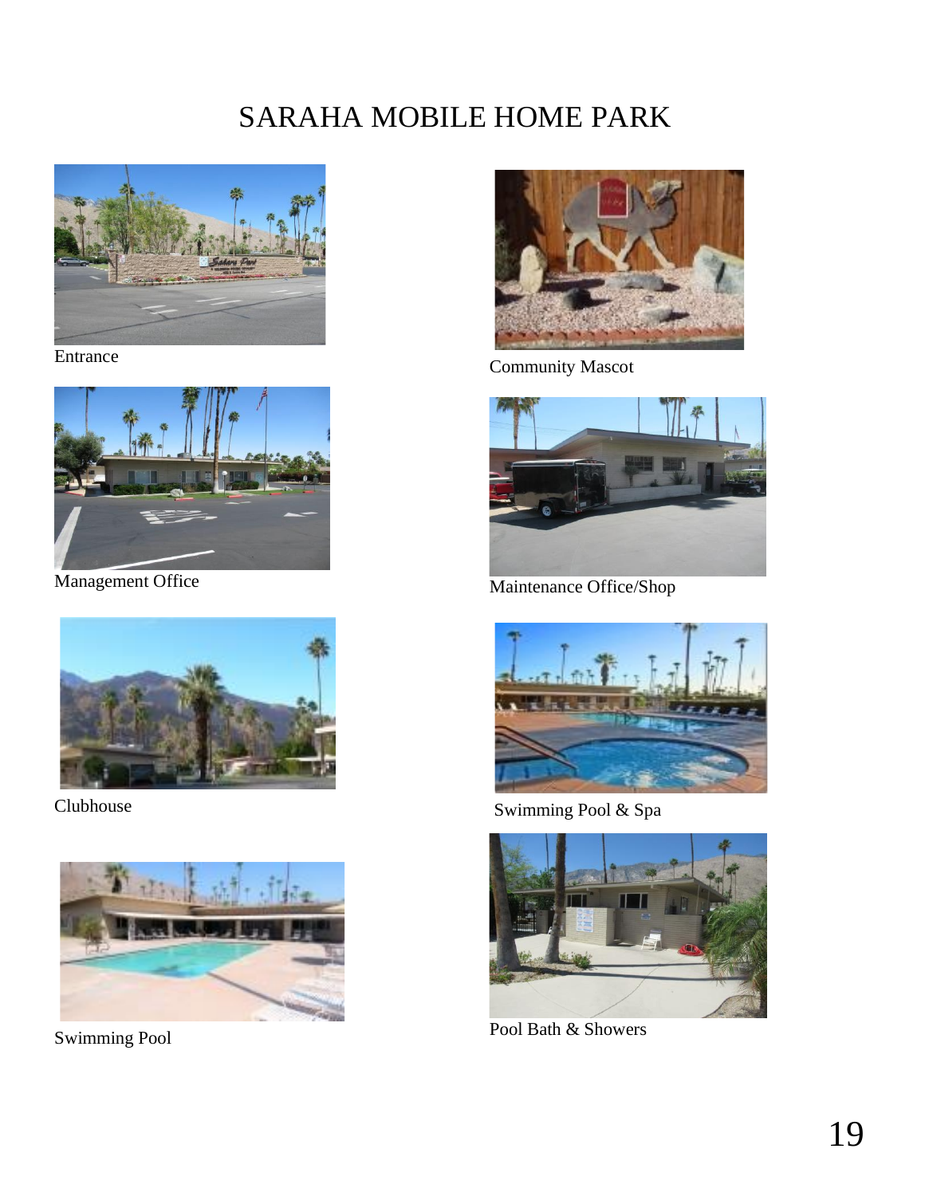# SARAHA MOBILE HOME PARK

Entrance

Community Mascot

Management Office

Maintenance Office/Shop

Clubhouse

Swimming Pool & Spa

Swimming Pool

Pool Bath & Showers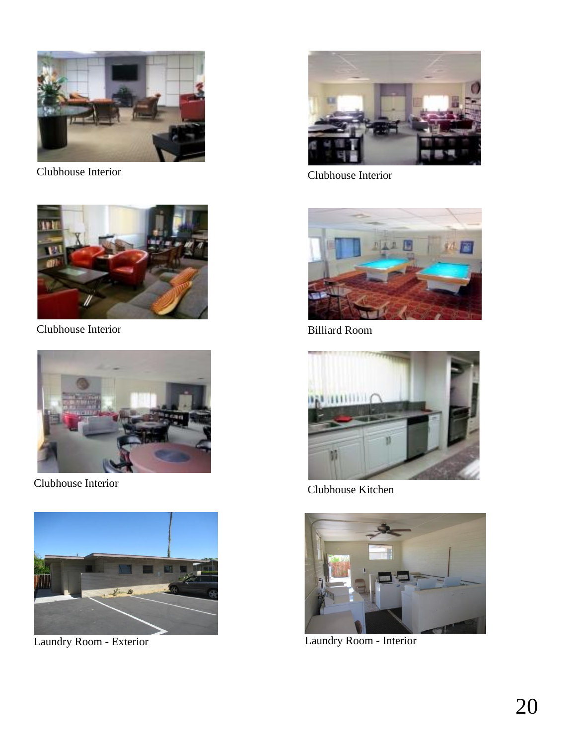Clubhouse Interior

Clubhouse Interior

Clubhouse Interior

Billiard Room

Clubhouse Interior

Clubhouse Kitchen

Laundry Room - Exterior

Laundry Room - Interior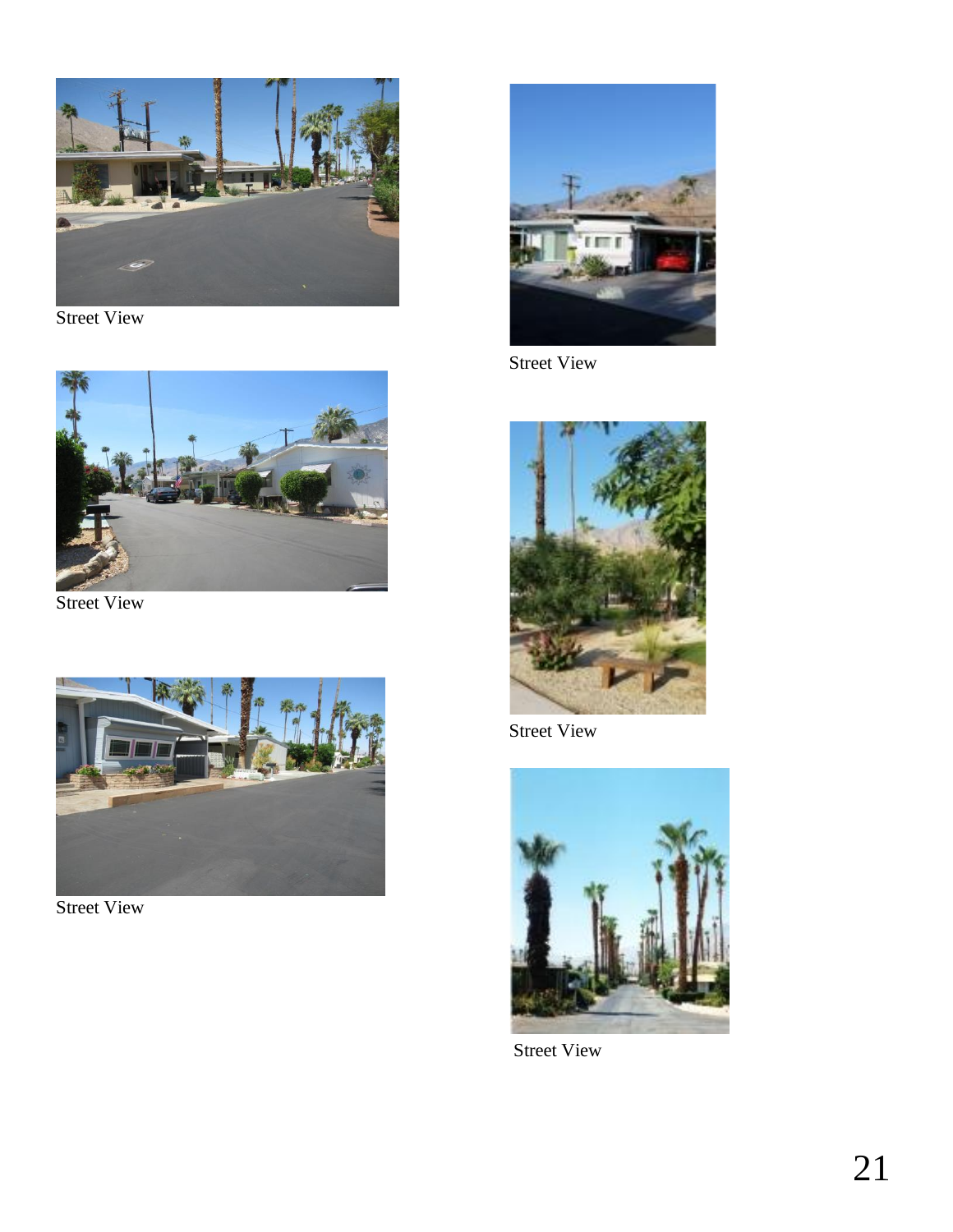Street View

Street View

Street View

Street View

Street View

Street View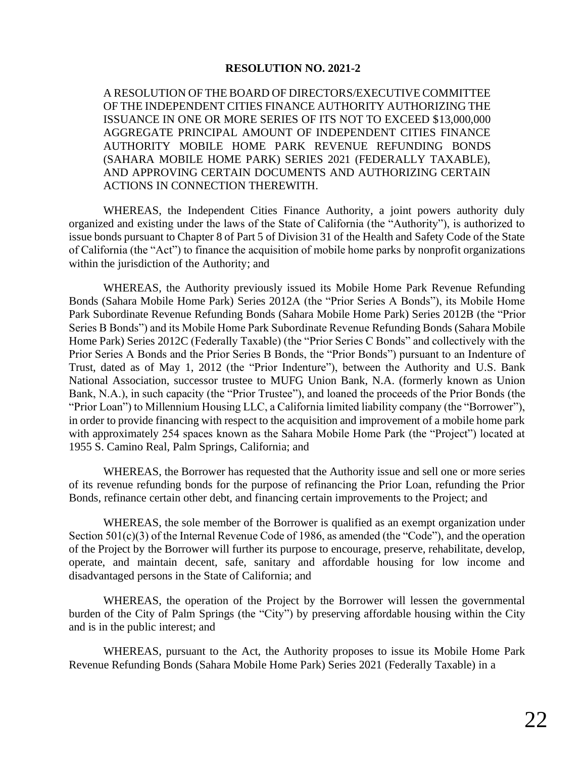**RESOLUTION NO. 2021-2**

A RESOLUTION OF THE BOARD OF DIRECTORS/EXECUTIVE COMMITTEE OF THE INDEPENDENT CITIES FINANCE AUTHORITY AUTHORIZING THE ISSUANCE IN ONE OR MORE SERIES OF ITS NOT TO EXCEED $13,000,000 AGGREGATE PRINCIPAL AMOUNT OF INDEPENDENT CITIES FINANCE AUTHORITY MOBILE HOME PARK REVENUE REFUNDING BONDS (SAHARA MOBILE HOME PARK) SERIES 2021 (FEDERALLY TAXABLE), AND APPROVING CERTAIN DOCUMENTS AND AUTHORIZING CERTAIN ACTIONS IN CONNECTION THEREWITH.

WHEREAS, the Independent Cities Finance Authority, a joint powers authority duly organized and existing under the laws of the State of California (the "Authority"), is authorized to issue bonds pursuant to Chapter 8 of Part 5 of Division 31 of the Health and Safety Code of the State of California (the "Act") to finance the acquisition of mobile home parks by nonprofit organizations within the jurisdiction of the Authority; and

WHEREAS, the Authority previously issued its Mobile Home Park Revenue Refunding Bonds (Sahara Mobile Home Park) Series 2012A (the "Prior Series A Bonds"), its Mobile Home Park Subordinate Revenue Refunding Bonds (Sahara Mobile Home Park) Series 2012B (the "Prior Series B Bonds") and its Mobile Home Park Subordinate Revenue Refunding Bonds (Sahara Mobile Home Park) Series 2012C (Federally Taxable) (the "Prior Series C Bonds" and collectively with the Prior Series A Bonds and the Prior Series B Bonds, the "Prior Bonds") pursuant to an Indenture of Trust, dated as of May 1, 2012 (the "Prior Indenture"), between the Authority and U.S. Bank National Association, successor trustee to MUFG Union Bank, N.A. (formerly known as Union Bank, N.A.), in such capacity (the "Prior Trustee"), and loaned the proceeds of the Prior Bonds (the "Prior Loan") to Millennium Housing LLC, a California limited liability company (the "Borrower"), in order to provide financing with respect to the acquisition and improvement of a mobile home park with approximately 254 spaces known as the Sahara Mobile Home Park (the "Project") located at 1955 S. Camino Real, Palm Springs, California; and

WHEREAS, the Borrower has requested that the Authority issue and sell one or more series of its revenue refunding bonds for the purpose of refinancing the Prior Loan, refunding the Prior Bonds, refinance certain other debt, and financing certain improvements to the Project; and

WHEREAS, the sole member of the Borrower is qualified as an exempt organization under Section 501(c)(3) of the Internal Revenue Code of 1986, as amended (the "Code"), and the operation of the Project by the Borrower will further its purpose to encourage, preserve, rehabilitate, develop, operate, and maintain decent, safe, sanitary and affordable housing for low income and disadvantaged persons in the State of California; and

WHEREAS, the operation of the Project by the Borrower will lessen the governmental burden of the City of Palm Springs (the "City") by preserving affordable housing within the City and is in the public interest; and

WHEREAS, pursuant to the Act, the Authority proposes to issue its Mobile Home Park Revenue Refunding Bonds (Sahara Mobile Home Park) Series 2021 (Federally Taxable) in a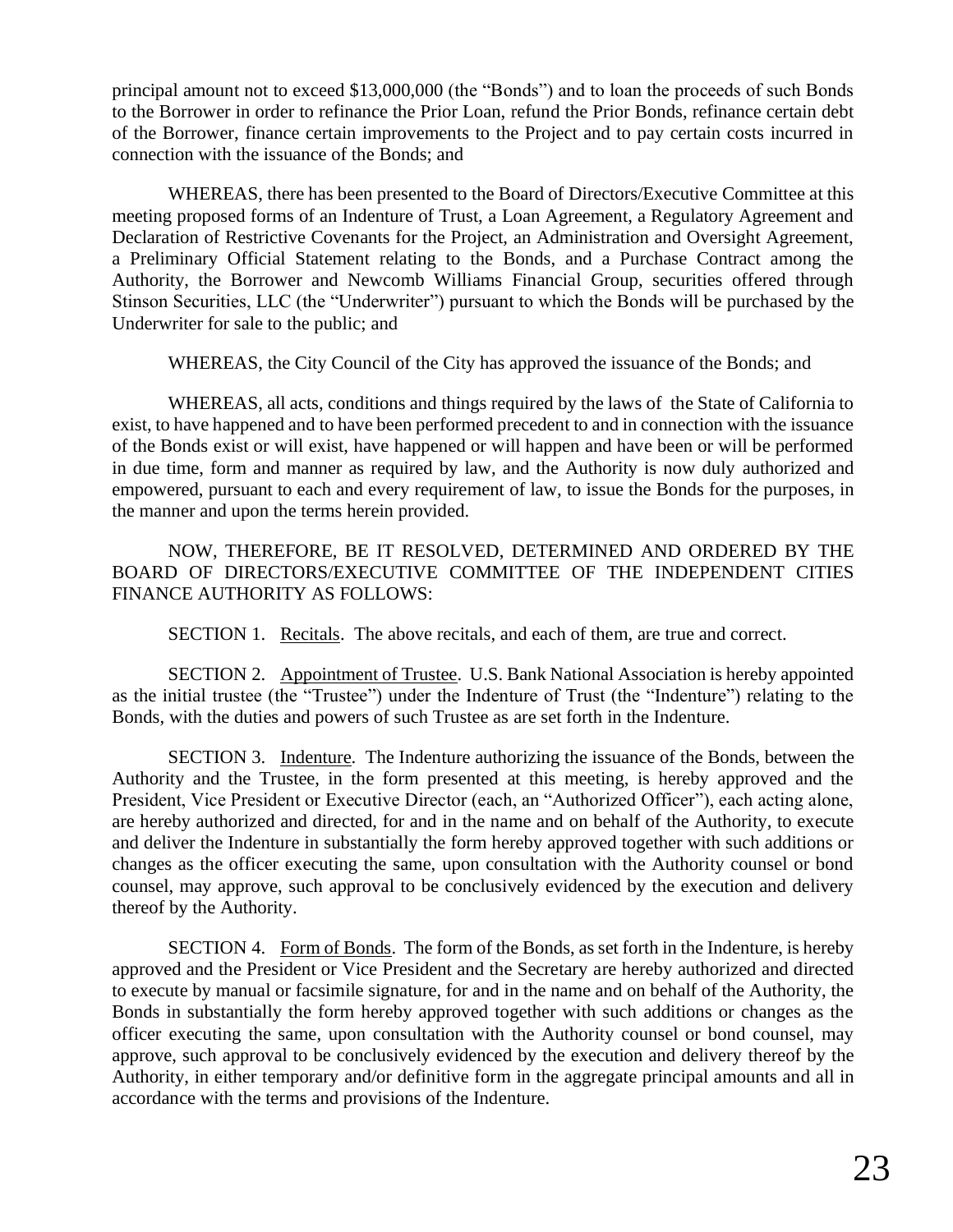principal amount not to exceed $13,000,000 (the "Bonds") and to loan the proceeds of such Bonds to the Borrower in order to refinance the Prior Loan, refund the Prior Bonds, refinance certain debt of the Borrower, finance certain improvements to the Project and to pay certain costs incurred in connection with the issuance of the Bonds; and

WHEREAS, there has been presented to the Board of Directors/Executive Committee at this meeting proposed forms of an Indenture of Trust, a Loan Agreement, a Regulatory Agreement and Declaration of Restrictive Covenants for the Project, an Administration and Oversight Agreement, a Preliminary Official Statement relating to the Bonds, and a Purchase Contract among the Authority, the Borrower and Newcomb Williams Financial Group, securities offered through Stinson Securities, LLC (the "Underwriter") pursuant to which the Bonds will be purchased by the Underwriter for sale to the public; and

WHEREAS, the City Council of the City has approved the issuance of the Bonds; and

WHEREAS, all acts, conditions and things required by the laws of the State of California to exist, to have happened and to have been performed precedent to and in connection with the issuance of the Bonds exist or will exist, have happened or will happen and have been or will be performed in due time, form and manner as required by law, and the Authority is now duly authorized and empowered, pursuant to each and every requirement of law, to issue the Bonds for the purposes, in the manner and upon the terms herein provided.

NOW, THEREFORE, BE IT RESOLVED, DETERMINED AND ORDERED BY THE BOARD OF DIRECTORS/EXECUTIVE COMMITTEE OF THE INDEPENDENT CITIES FINANCE AUTHORITY AS FOLLOWS:

SECTION 1. Recitals. The above recitals, and each of them, are true and correct.

SECTION 2. Appointment of Trustee. U.S. Bank National Association is hereby appointed as the initial trustee (the "Trustee") under the Indenture of Trust (the "Indenture") relating to the Bonds, with the duties and powers of such Trustee as are set forth in the Indenture.

SECTION 3. Indenture. The Indenture authorizing the issuance of the Bonds, between the Authority and the Trustee, in the form presented at this meeting, is hereby approved and the President, Vice President or Executive Director (each, an "Authorized Officer"), each acting alone, are hereby authorized and directed, for and in the name and on behalf of the Authority, to execute and deliver the Indenture in substantially the form hereby approved together with such additions or changes as the officer executing the same, upon consultation with the Authority counsel or bond counsel, may approve, such approval to be conclusively evidenced by the execution and delivery thereof by the Authority.

SECTION 4. Form of Bonds. The form of the Bonds, as set forth in the Indenture, is hereby approved and the President or Vice President and the Secretary are hereby authorized and directed to execute by manual or facsimile signature, for and in the name and on behalf of the Authority, the Bonds in substantially the form hereby approved together with such additions or changes as the officer executing the same, upon consultation with the Authority counsel or bond counsel, may approve, such approval to be conclusively evidenced by the execution and delivery thereof by the Authority, in either temporary and/or definitive form in the aggregate principal amounts and all in accordance with the terms and provisions of the Indenture.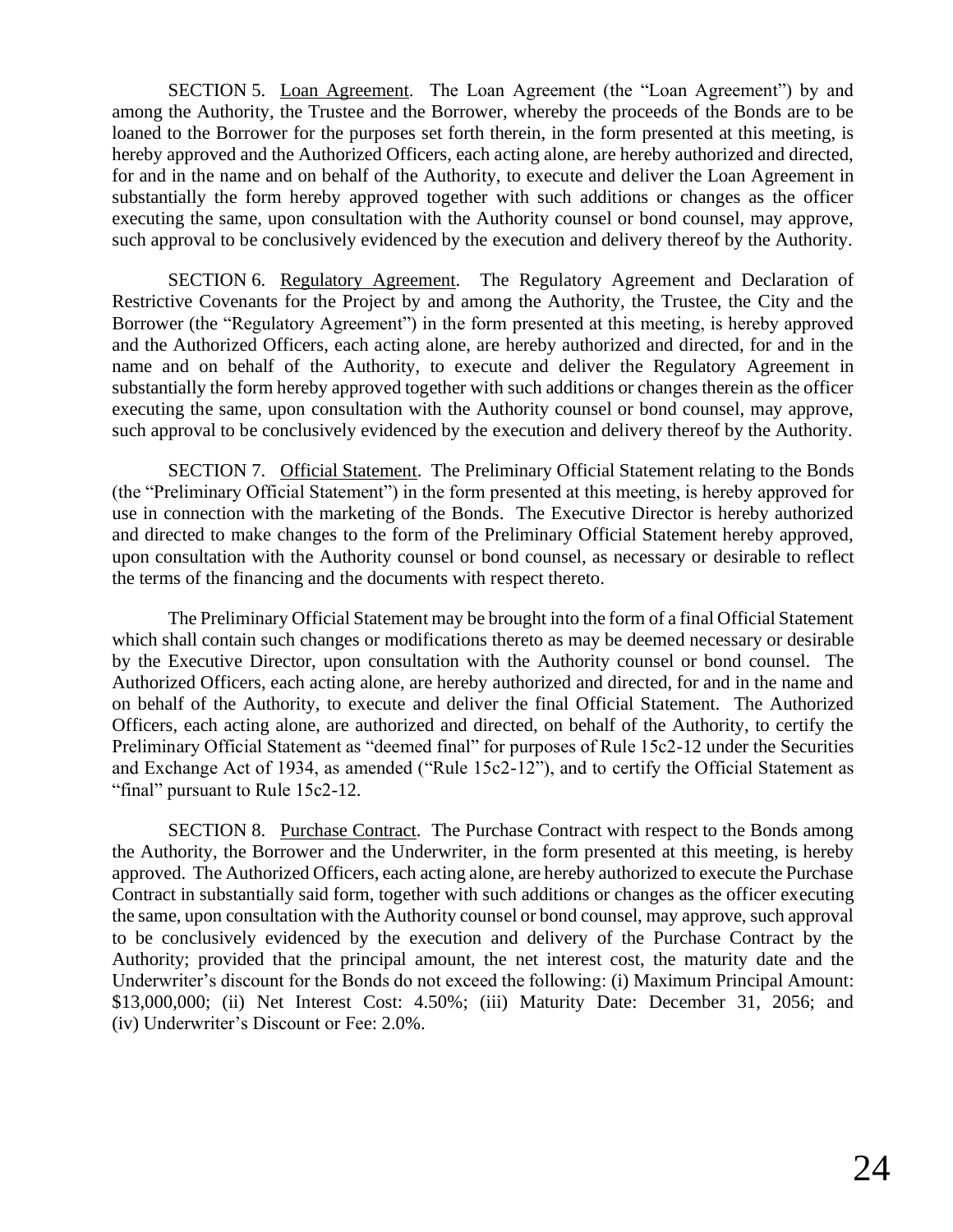SECTION 5. Loan Agreement. The Loan Agreement (the "Loan Agreement") by and among the Authority, the Trustee and the Borrower, whereby the proceeds of the Bonds are to be loaned to the Borrower for the purposes set forth therein, in the form presented at this meeting, is hereby approved and the Authorized Officers, each acting alone, are hereby authorized and directed, for and in the name and on behalf of the Authority, to execute and deliver the Loan Agreement in substantially the form hereby approved together with such additions or changes as the officer executing the same, upon consultation with the Authority counsel or bond counsel, may approve, such approval to be conclusively evidenced by the execution and delivery thereof by the Authority.

SECTION 6. Regulatory Agreement. The Regulatory Agreement and Declaration of Restrictive Covenants for the Project by and among the Authority, the Trustee, the City and the Borrower (the "Regulatory Agreement") in the form presented at this meeting, is hereby approved and the Authorized Officers, each acting alone, are hereby authorized and directed, for and in the name and on behalf of the Authority, to execute and deliver the Regulatory Agreement in substantially the form hereby approved together with such additions or changes therein as the officer executing the same, upon consultation with the Authority counsel or bond counsel, may approve, such approval to be conclusively evidenced by the execution and delivery thereof by the Authority.

SECTION 7. Official Statement. The Preliminary Official Statement relating to the Bonds (the "Preliminary Official Statement") in the form presented at this meeting, is hereby approved for use in connection with the marketing of the Bonds. The Executive Director is hereby authorized and directed to make changes to the form of the Preliminary Official Statement hereby approved, upon consultation with the Authority counsel or bond counsel, as necessary or desirable to reflect the terms of the financing and the documents with respect thereto.

The Preliminary Official Statement may be brought into the form of a final Official Statement which shall contain such changes or modifications thereto as may be deemed necessary or desirable by the Executive Director, upon consultation with the Authority counsel or bond counsel. The Authorized Officers, each acting alone, are hereby authorized and directed, for and in the name and on behalf of the Authority, to execute and deliver the final Official Statement. The Authorized Officers, each acting alone, are authorized and directed, on behalf of the Authority, to certify the Preliminary Official Statement as "deemed final" for purposes of Rule 15c2-12 under the Securities and Exchange Act of 1934, as amended ("Rule 15c2-12"), and to certify the Official Statement as "final" pursuant to Rule 15c2-12.

SECTION 8. Purchase Contract. The Purchase Contract with respect to the Bonds among the Authority, the Borrower and the Underwriter, in the form presented at this meeting, is hereby approved. The Authorized Officers, each acting alone, are hereby authorized to execute the Purchase Contract in substantially said form, together with such additions or changes as the officer executing the same, upon consultation with the Authority counsel or bond counsel, may approve, such approval to be conclusively evidenced by the execution and delivery of the Purchase Contract by the Authority; provided that the principal amount, the net interest cost, the maturity date and the Underwriter's discount for the Bonds do not exceed the following: (i) Maximum Principal Amount: $13,000,000; (ii) Net Interest Cost: 4.50%; (iii) Maturity Date: December 31, 2056; and (iv) Underwriter's Discount or Fee: 2.0%.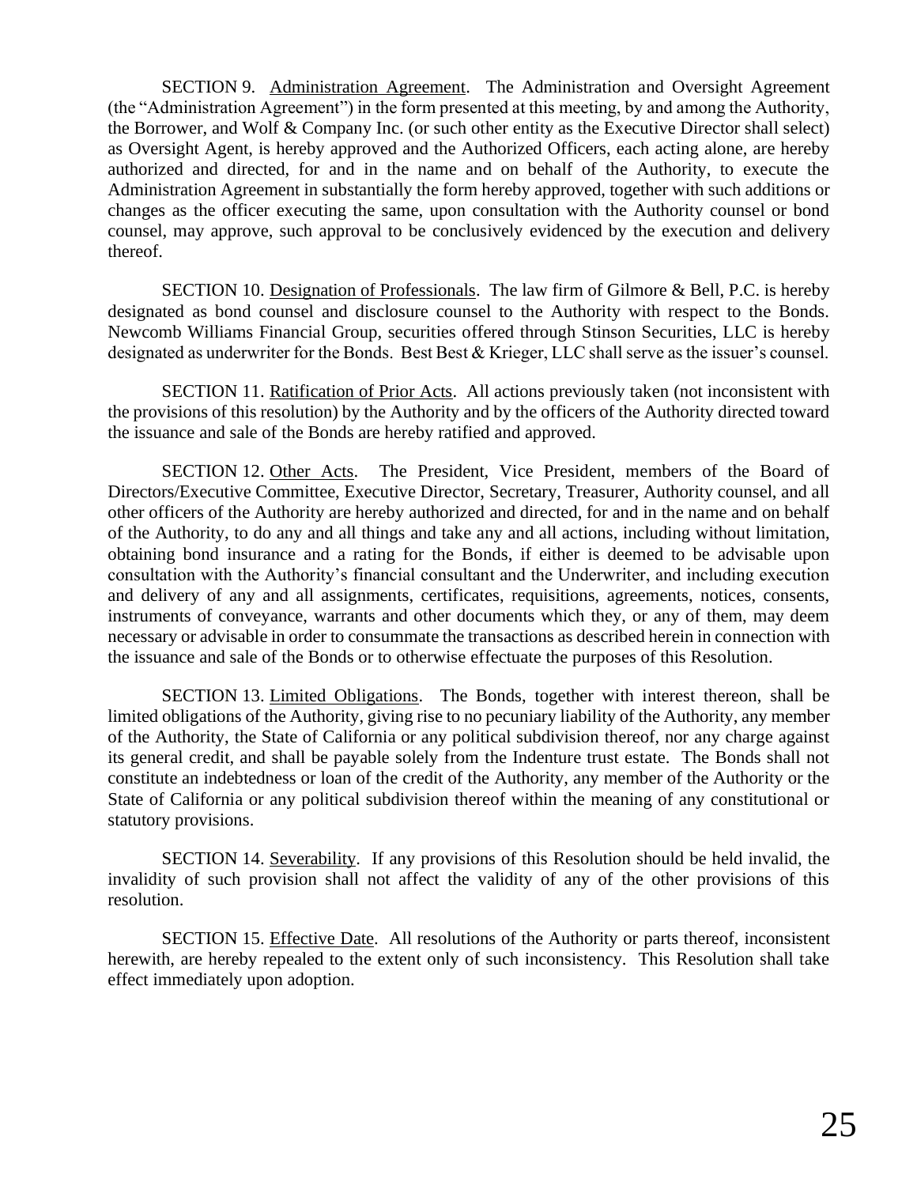SECTION 9. Administration Agreement. The Administration and Oversight Agreement (the "Administration Agreement") in the form presented at this meeting, by and among the Authority, the Borrower, and Wolf & Company Inc. (or such other entity as the Executive Director shall select) as Oversight Agent, is hereby approved and the Authorized Officers, each acting alone, are hereby authorized and directed, for and in the name and on behalf of the Authority, to execute the Administration Agreement in substantially the form hereby approved, together with such additions or changes as the officer executing the same, upon consultation with the Authority counsel or bond counsel, may approve, such approval to be conclusively evidenced by the execution and delivery thereof.

SECTION 10. Designation of Professionals. The law firm of Gilmore & Bell, P.C. is hereby designated as bond counsel and disclosure counsel to the Authority with respect to the Bonds. Newcomb Williams Financial Group, securities offered through Stinson Securities, LLC is hereby designated as underwriter for the Bonds. Best Best & Krieger, LLC shall serve as the issuer's counsel.

SECTION 11. Ratification of Prior Acts. All actions previously taken (not inconsistent with the provisions of this resolution) by the Authority and by the officers of the Authority directed toward the issuance and sale of the Bonds are hereby ratified and approved.

SECTION 12. Other Acts. The President, Vice President, members of the Board of Directors/Executive Committee, Executive Director, Secretary, Treasurer, Authority counsel, and all other officers of the Authority are hereby authorized and directed, for and in the name and on behalf of the Authority, to do any and all things and take any and all actions, including without limitation, obtaining bond insurance and a rating for the Bonds, if either is deemed to be advisable upon consultation with the Authority's financial consultant and the Underwriter, and including execution and delivery of any and all assignments, certificates, requisitions, agreements, notices, consents, instruments of conveyance, warrants and other documents which they, or any of them, may deem necessary or advisable in order to consummate the transactions as described herein in connection with the issuance and sale of the Bonds or to otherwise effectuate the purposes of this Resolution.

SECTION 13. Limited Obligations. The Bonds, together with interest thereon, shall be limited obligations of the Authority, giving rise to no pecuniary liability of the Authority, any member of the Authority, the State of California or any political subdivision thereof, nor any charge against its general credit, and shall be payable solely from the Indenture trust estate. The Bonds shall not constitute an indebtedness or loan of the credit of the Authority, any member of the Authority or the State of California or any political subdivision thereof within the meaning of any constitutional or statutory provisions.

SECTION 14. Severability. If any provisions of this Resolution should be held invalid, the invalidity of such provision shall not affect the validity of any of the other provisions of this resolution.

SECTION 15. Effective Date. All resolutions of the Authority or parts thereof, inconsistent herewith, are hereby repealed to the extent only of such inconsistency. This Resolution shall take effect immediately upon adoption.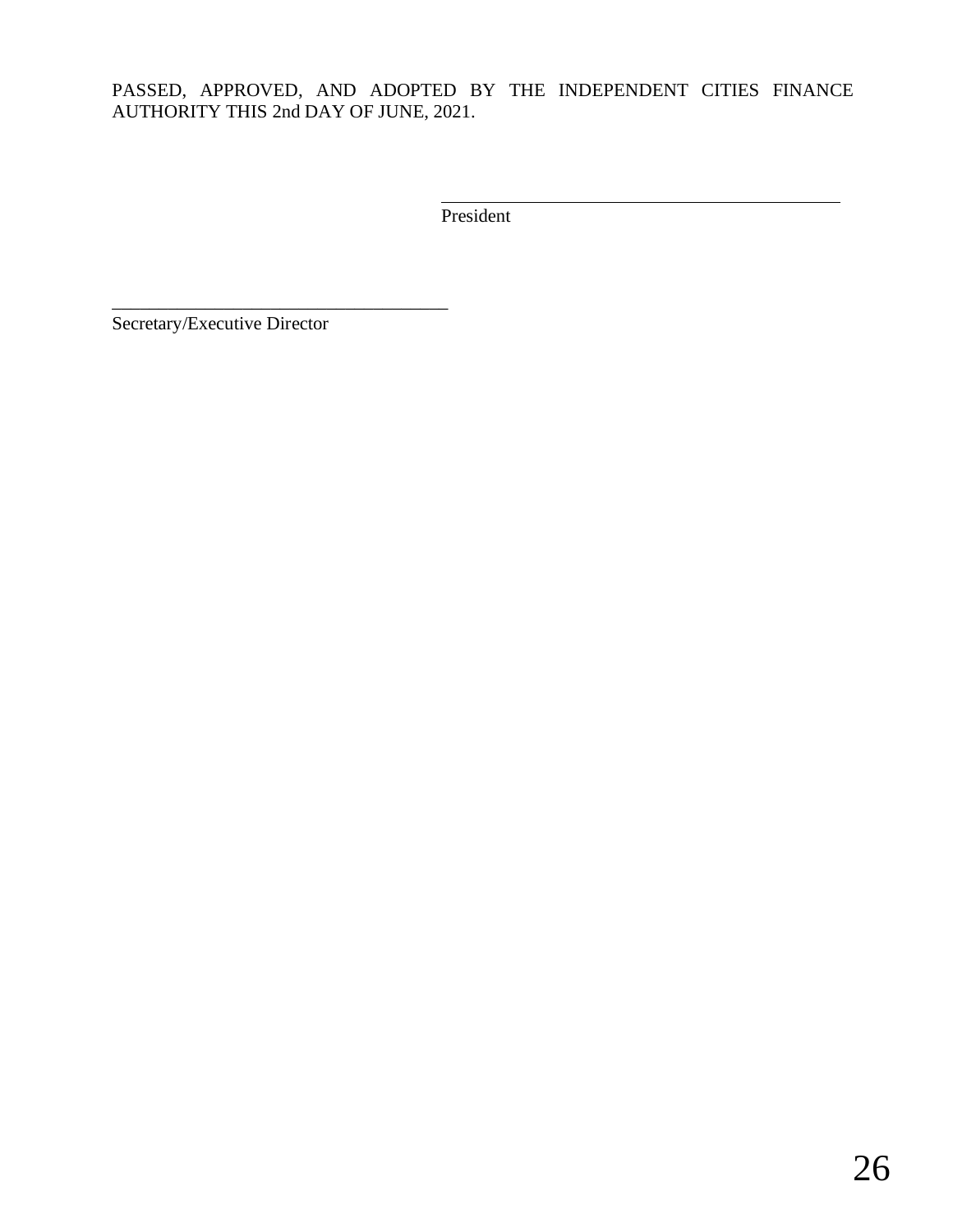PASSED, APPROVED, AND ADOPTED BY THE INDEPENDENT CITIES FINANCE AUTHORITY THIS 2nd DAY OF JUNE, 2021.

\_\_\_\_\_\_\_\_\_\_\_\_\_\_\_\_\_\_\_\_\_\_\_\_\_\_\_\_\_\_\_\_\_\_\_\_\_\_\_\_

President

\_\_\_\_\_\_\_\_\_\_\_\_\_\_\_\_\_\_\_\_\_\_\_\_\_\_\_\_\_\_\_\_\_\_\_\_\_\_\_\_

Secretary/Executive Director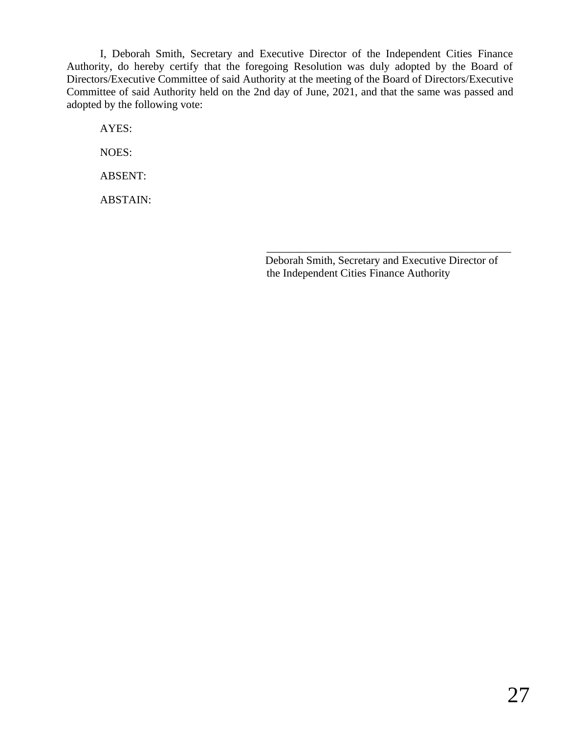I, Deborah Smith, Secretary and Executive Director of the Independent Cities Finance Authority, do hereby certify that the foregoing Resolution was duly adopted by the Board of Directors/Executive Committee of said Authority at the meeting of the Board of Directors/Executive Committee of said Authority held on the 2nd day of June, 2021, and that the same was passed and adopted by the following vote:

AYES:

NOES:

ABSENT:

ABSTAIN:

\_\_\_\_\_\_\_\_\_\_\_\_\_\_\_\_\_\_\_\_\_\_\_\_\_\_\_\_\_\_\_\_\_\_\_\_\_\_\_\_\_\_\_\_

Deborah Smith, Secretary and Executive Director of the Independent Cities Finance Authority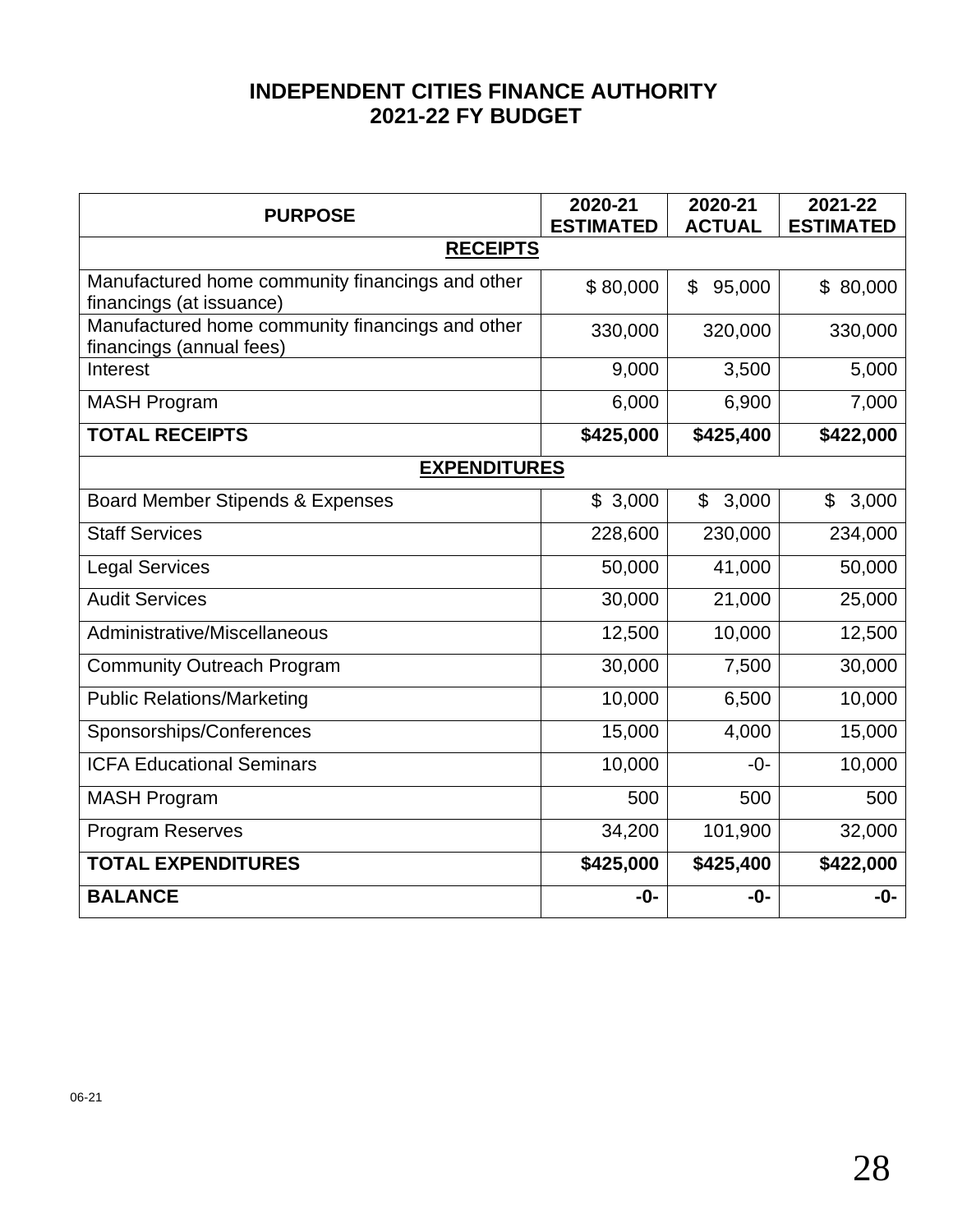# INDEPENDENT CITIES FINANCE AUTHORITY
# 2021-22 FY BUDGET

| PURPOSE | 2020-21 ESTIMATED | 2020-21 ACTUAL | 2021-22 ESTIMATED |
|---|---|---|---|
| **RECEIPTS** | | | |
| Manufactured home community financings and other financings (at issuance) | $ 80,000 | $ 95,000 | $ 80,000 |
| Manufactured home community financings and other financings (annual fees) | 330,000 | 320,000 | 330,000 |
| Interest | 9,000 | 3,500 | 5,000 |
| MASH Program | 6,000 | 6,900 | 7,000 |
| **TOTAL RECEIPTS** | **$425,000** | **$425,400** | **$422,000** |
| **EXPENDITURES** | | | |
| Board Member Stipends & Expenses | $ 3,000 | $ 3,000 | $ 3,000 |
| Staff Services | 228,600 | 230,000 | 234,000 |
| Legal Services | 50,000 | 41,000 | 50,000 |
| Audit Services | 30,000 | 21,000 | 25,000 |
| Administrative/Miscellaneous | 12,500 | 10,000 | 12,500 |
| Community Outreach Program | 30,000 | 7,500 | 30,000 |
| Public Relations/Marketing | 10,000 | 6,500 | 10,000 |
| Sponsorships/Conferences | 15,000 | 4,000 | 15,000 |
| ICFA Educational Seminars | 10,000 | -0- | 10,000 |
| MASH Program | 500 | 500 | 500 |
| Program Reserves | 34,200 | 101,900 | 32,000 |
| **TOTAL EXPENDITURES** | **$425,000** | **$425,400** | **$422,000** |
| **BALANCE** | **-0-** | **-0-** | **-0-** |

06-21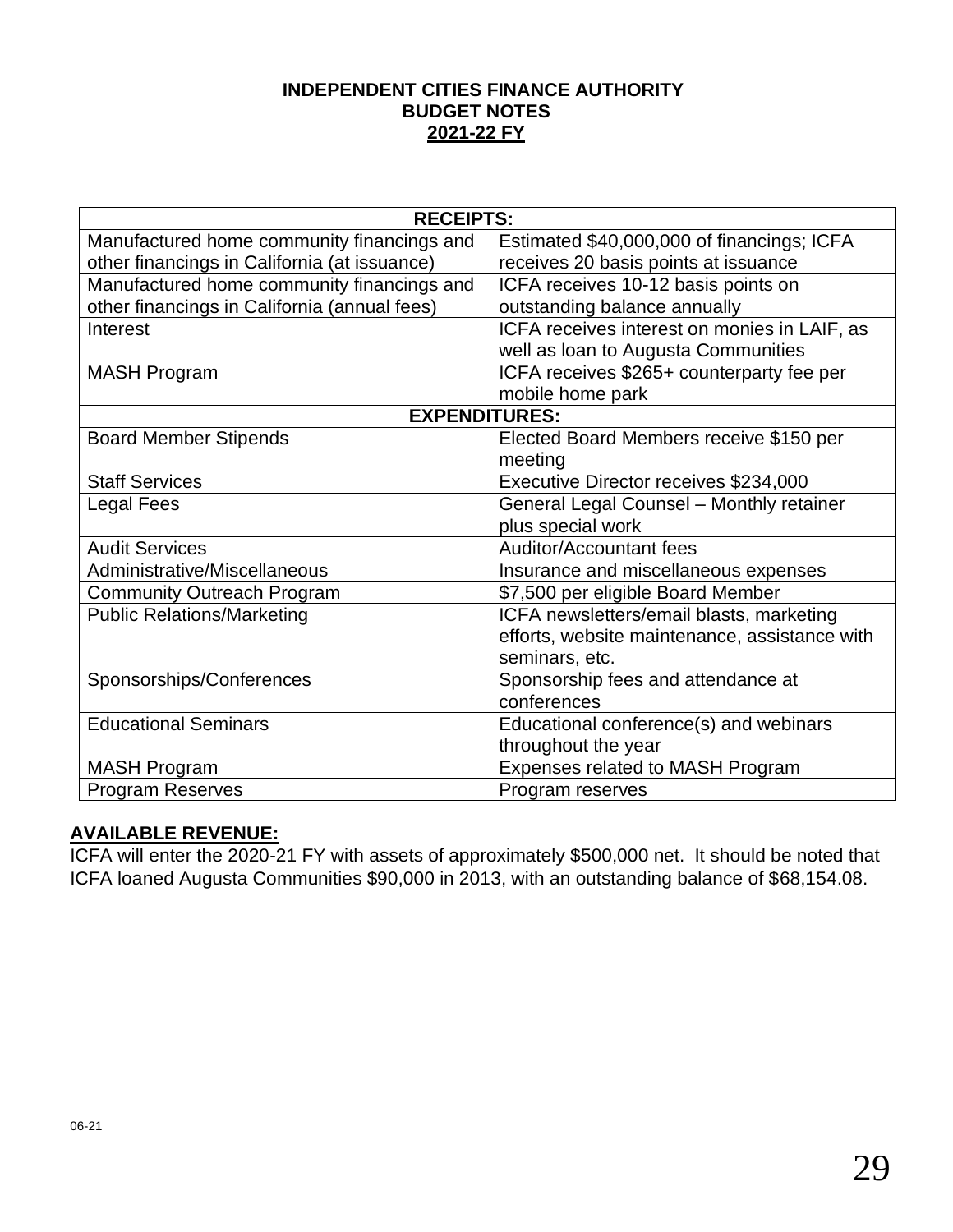**INDEPENDENT CITIES FINANCE AUTHORITY**
**BUDGET NOTES**
**2021-22 FY**

| | |
|---|---|
| **RECEIPTS:** | |
| Manufactured home community financings and other financings in California (at issuance) | Estimated $40,000,000 of financings; ICFA receives 20 basis points at issuance |
| Manufactured home community financings and other financings in California (annual fees) | ICFA receives 10-12 basis points on outstanding balance annually |
| Interest | ICFA receives interest on monies in LAIF, as well as loan to Augusta Communities |
| MASH Program | ICFA receives $265+ counterparty fee per mobile home park |
| **EXPENDITURES:** | |
| Board Member Stipends | Elected Board Members receive $150 per meeting |
| Staff Services | Executive Director receives $234,000 |
| Legal Fees | General Legal Counsel – Monthly retainer plus special work |
| Audit Services | Auditor/Accountant fees |
| Administrative/Miscellaneous | Insurance and miscellaneous expenses |
| Community Outreach Program | $7,500 per eligible Board Member |
| Public Relations/Marketing | ICFA newsletters/email blasts, marketing efforts, website maintenance, assistance with seminars, etc. |
| Sponsorships/Conferences | Sponsorship fees and attendance at conferences |
| Educational Seminars | Educational conference(s) and webinars throughout the year |
| MASH Program | Expenses related to MASH Program |
| Program Reserves | Program reserves |

**AVAILABLE REVENUE:**

ICFA will enter the 2020-21 FY with assets of approximately $500,000 net. It should be noted that ICFA loaned Augusta Communities $90,000 in 2013, with an outstanding balance of $68,154.08.

06-21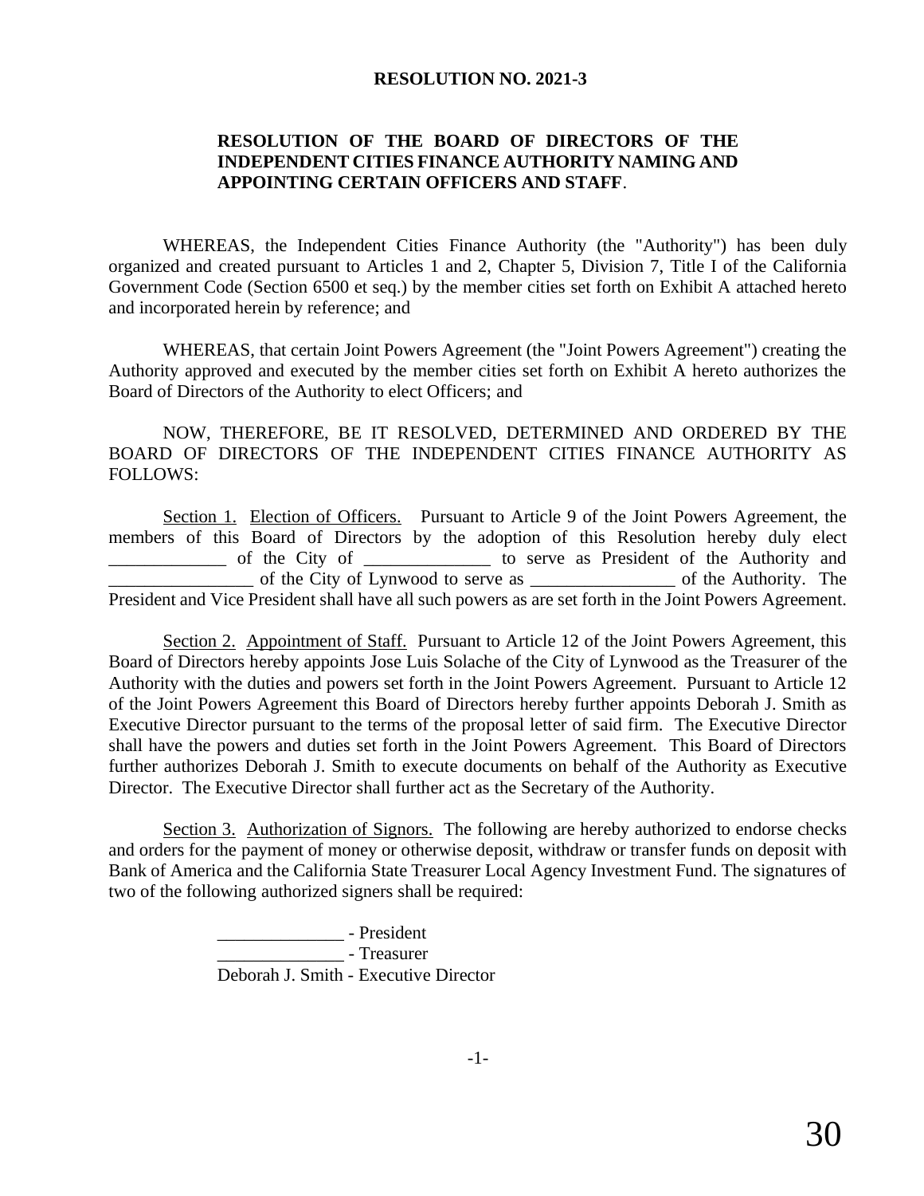**RESOLUTION NO. 2021-3**

**RESOLUTION OF THE BOARD OF DIRECTORS OF THE INDEPENDENT CITIES FINANCE AUTHORITY NAMING AND APPOINTING CERTAIN OFFICERS AND STAFF**.

WHEREAS, the Independent Cities Finance Authority (the "Authority") has been duly organized and created pursuant to Articles 1 and 2, Chapter 5, Division 7, Title I of the California Government Code (Section 6500 et seq.) by the member cities set forth on Exhibit A attached hereto and incorporated herein by reference; and

WHEREAS, that certain Joint Powers Agreement (the "Joint Powers Agreement") creating the Authority approved and executed by the member cities set forth on Exhibit A hereto authorizes the Board of Directors of the Authority to elect Officers; and

NOW, THEREFORE, BE IT RESOLVED, DETERMINED AND ORDERED BY THE BOARD OF DIRECTORS OF THE INDEPENDENT CITIES FINANCE AUTHORITY AS FOLLOWS:

Section 1. Election of Officers. Pursuant to Article 9 of the Joint Powers Agreement, the members of this Board of Directors by the adoption of this Resolution hereby duly elect _____________ of the City of ______________ to serve as President of the Authority and ________________ of the City of Lynwood to serve as ________________ of the Authority. The President and Vice President shall have all such powers as are set forth in the Joint Powers Agreement.

Section 2. Appointment of Staff. Pursuant to Article 12 of the Joint Powers Agreement, this Board of Directors hereby appoints Jose Luis Solache of the City of Lynwood as the Treasurer of the Authority with the duties and powers set forth in the Joint Powers Agreement. Pursuant to Article 12 of the Joint Powers Agreement this Board of Directors hereby further appoints Deborah J. Smith as Executive Director pursuant to the terms of the proposal letter of said firm. The Executive Director shall have the powers and duties set forth in the Joint Powers Agreement. This Board of Directors further authorizes Deborah J. Smith to execute documents on behalf of the Authority as Executive Director. The Executive Director shall further act as the Secretary of the Authority.

Section 3. Authorization of Signors. The following are hereby authorized to endorse checks and orders for the payment of money or otherwise deposit, withdraw or transfer funds on deposit with Bank of America and the California State Treasurer Local Agency Investment Fund. The signatures of two of the following authorized signers shall be required:

______________ - President
______________ - Treasurer
Deborah J. Smith - Executive Director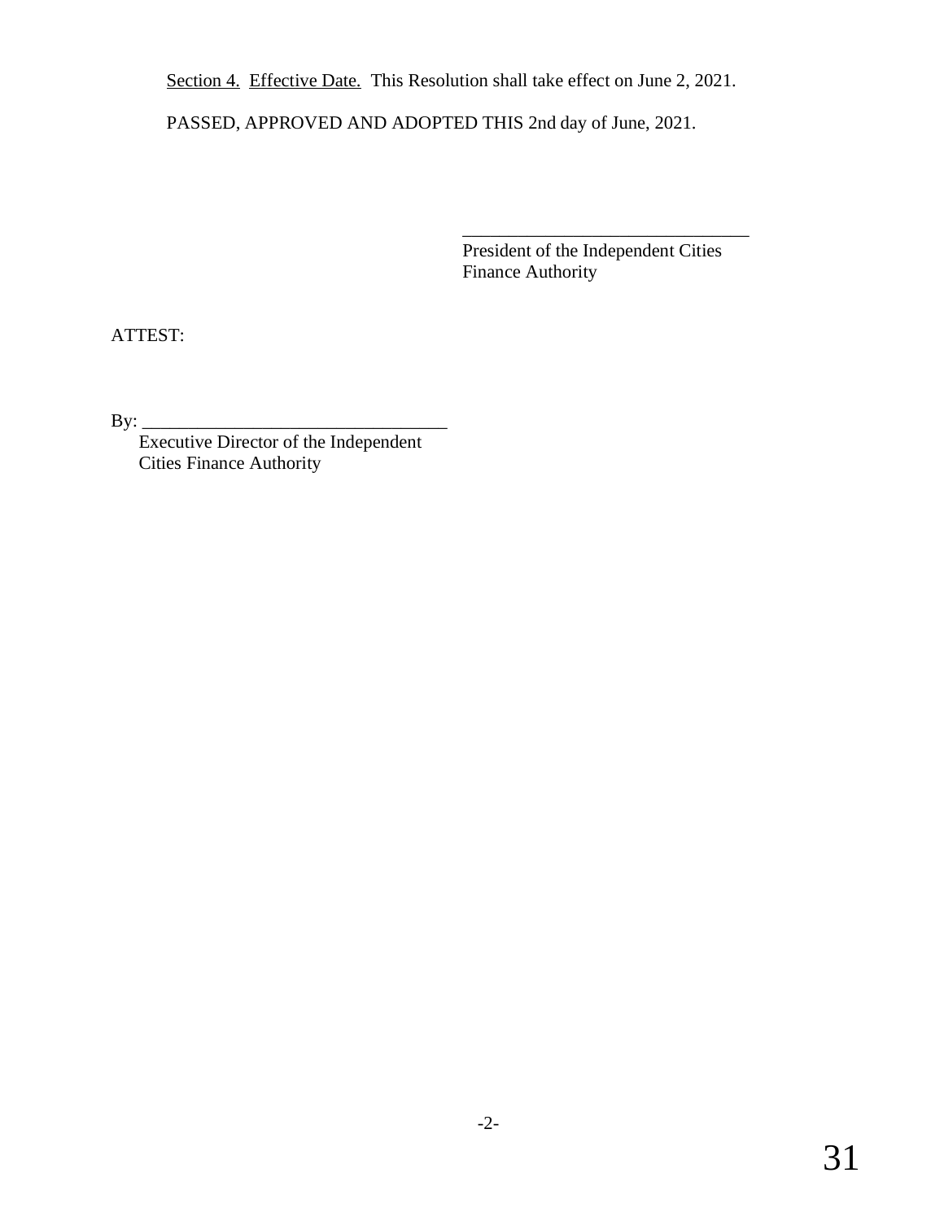Section 4. Effective Date. This Resolution shall take effect on June 2, 2021.

PASSED, APPROVED AND ADOPTED THIS 2nd day of June, 2021.

_______________________________
President of the Independent Cities Finance Authority

ATTEST:

By: _________________________________
Executive Director of the Independent Cities Finance Authority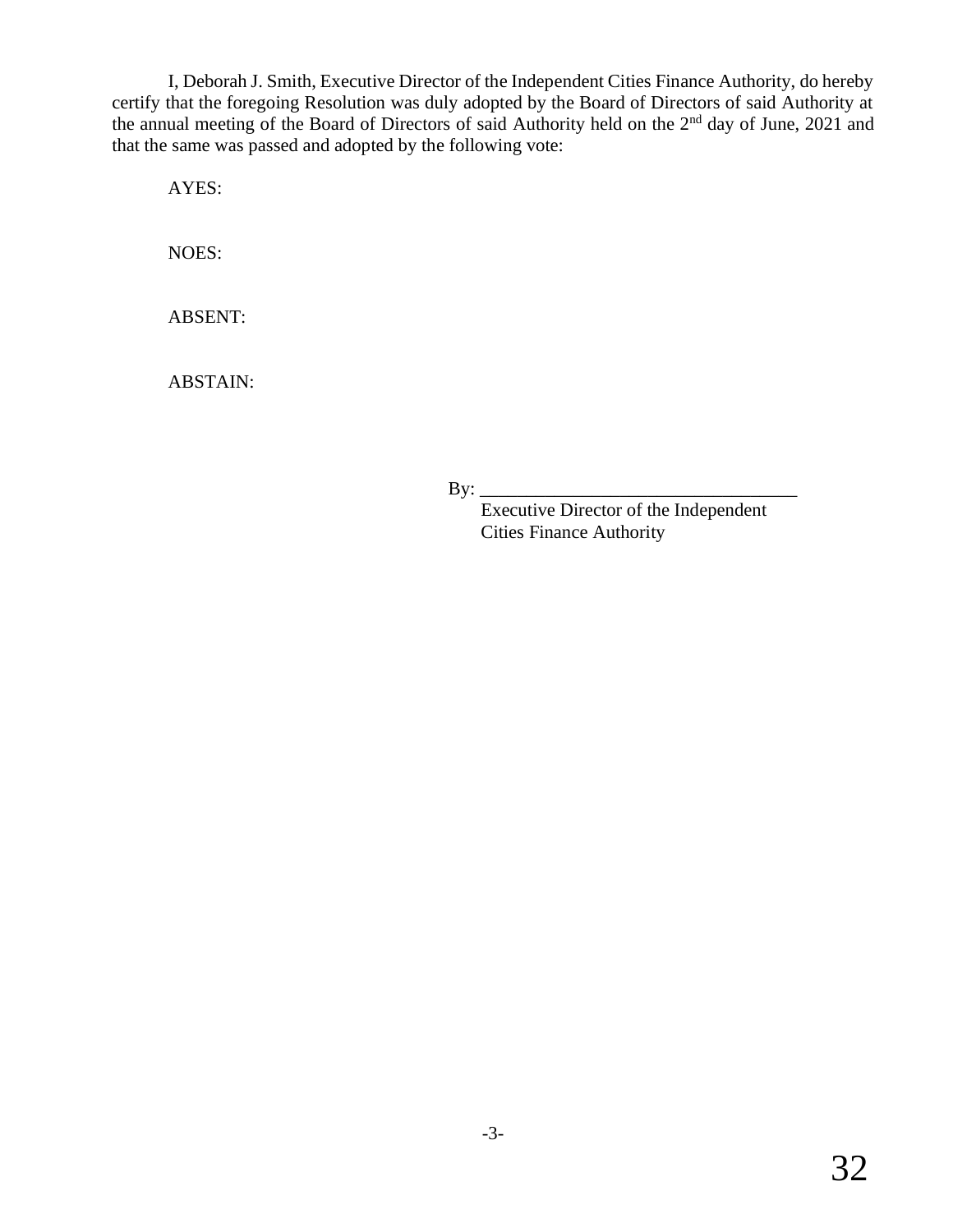I, Deborah J. Smith, Executive Director of the Independent Cities Finance Authority, do hereby certify that the foregoing Resolution was duly adopted by the Board of Directors of said Authority at the annual meeting of the Board of Directors of said Authority held on the 2nd day of June, 2021 and that the same was passed and adopted by the following vote:

AYES:

NOES:

ABSENT:

ABSTAIN:

By: ___________________________________
Executive Director of the Independent Cities Finance Authority

-3-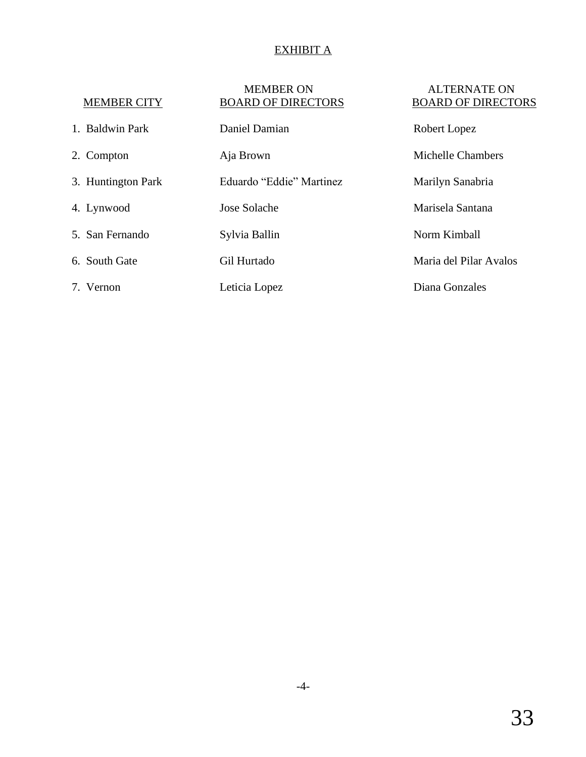EXHIBIT A

| MEMBER CITY | MEMBER ON BOARD OF DIRECTORS | ALTERNATE ON BOARD OF DIRECTORS |
|---|---|---|
| 1. Baldwin Park | Daniel Damian | Robert Lopez |
| 2. Compton | Aja Brown | Michelle Chambers |
| 3. Huntington Park | Eduardo “Eddie” Martinez | Marilyn Sanabria |
| 4. Lynwood | Jose Solache | Marisela Santana |
| 5. San Fernando | Sylvia Ballin | Norm Kimball |
| 6. South Gate | Gil Hurtado | Maria del Pilar Avalos |
| 7. Vernon | Leticia Lopez | Diana Gonzales |